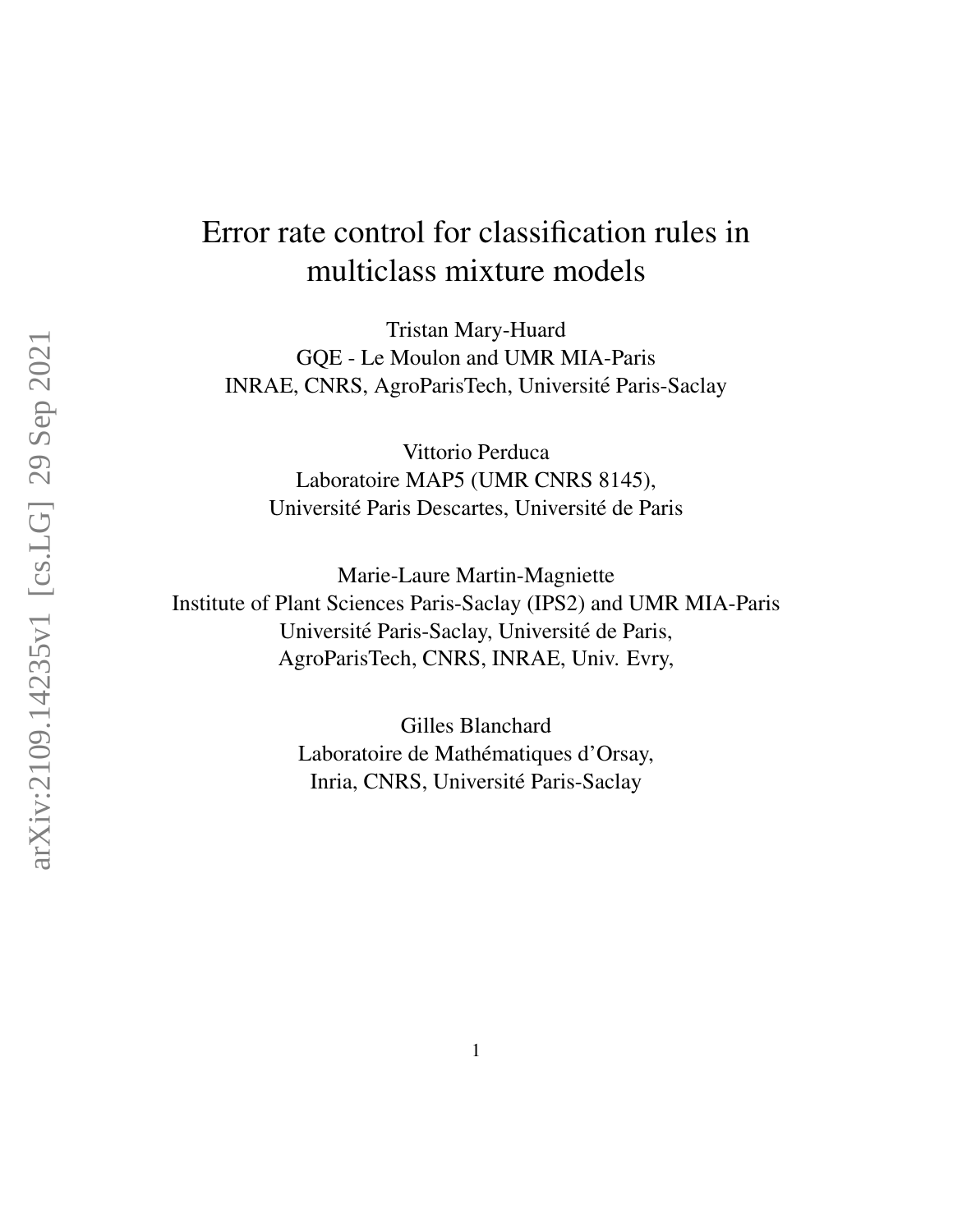# Error rate control for classification rules in multiclass mixture models

Tristan Mary-Huard
GQE - Le Moulon and UMR MIA-Paris
INRAE, CNRS, AgroParisTech, Université Paris-Saclay

Vittorio Perduca
Laboratoire MAP5 (UMR CNRS 8145),
Université Paris Descartes, Université de Paris

Marie-Laure Martin-Magniette
Institute of Plant Sciences Paris-Saclay (IPS2) and UMR MIA-Paris
Université Paris-Saclay, Université de Paris,
AgroParisTech, CNRS, INRAE, Univ. Evry,

Gilles Blanchard
Laboratoire de Mathématiques d'Orsay,
Inria, CNRS, Université Paris-Saclay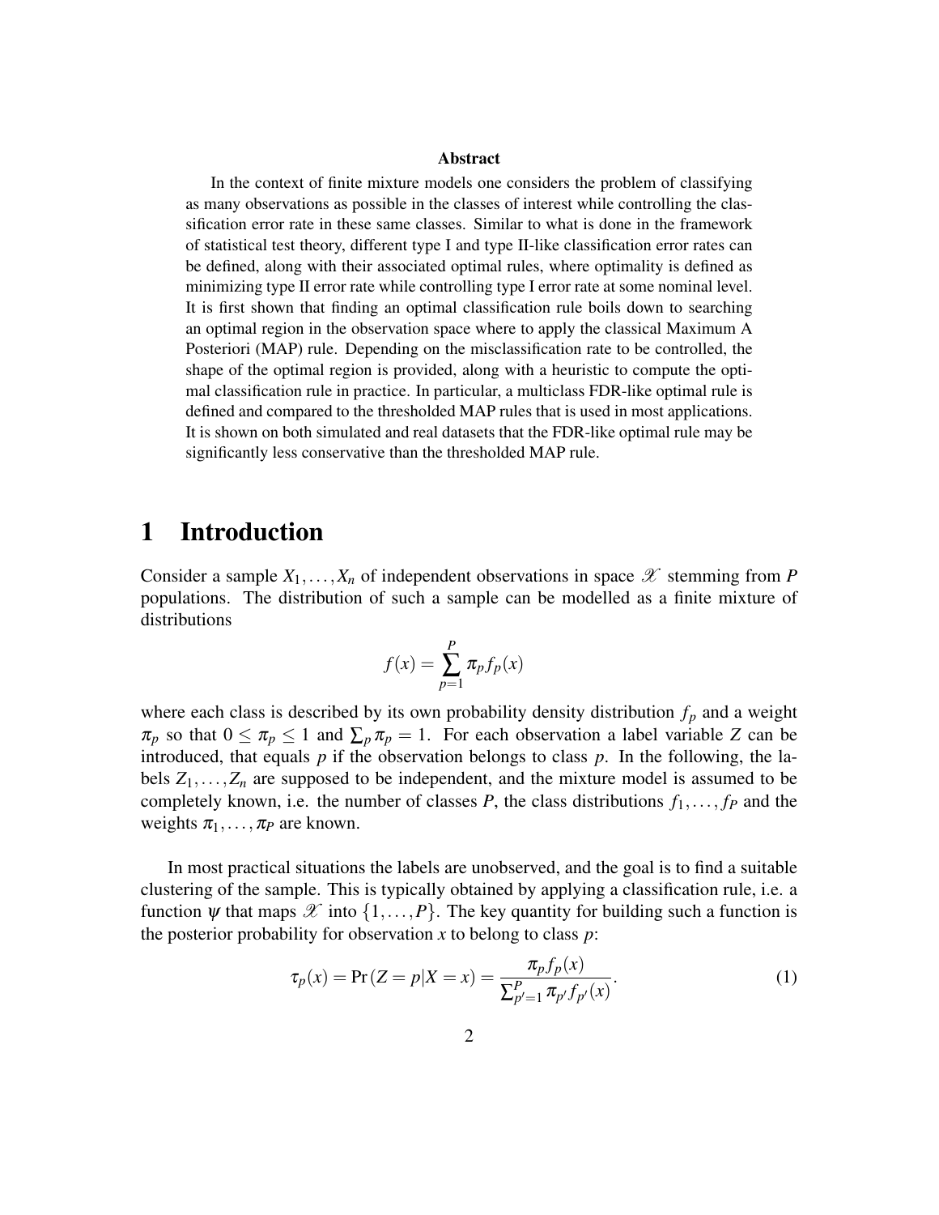**Abstract**

In the context of finite mixture models one considers the problem of classifying as many observations as possible in the classes of interest while controlling the classification error rate in these same classes. Similar to what is done in the framework of statistical test theory, different type I and type II-like classification error rates can be defined, along with their associated optimal rules, where optimality is defined as minimizing type II error rate while controlling type I error rate at some nominal level. It is first shown that finding an optimal classification rule boils down to searching an optimal region in the observation space where to apply the classical Maximum A Posteriori (MAP) rule. Depending on the misclassification rate to be controlled, the shape of the optimal region is provided, along with a heuristic to compute the optimal classification rule in practice. In particular, a multiclass FDR-like optimal rule is defined and compared to the thresholded MAP rules that is used in most applications. It is shown on both simulated and real datasets that the FDR-like optimal rule may be significantly less conservative than the thresholded MAP rule.

# 1 Introduction

Consider a sample $X_1, \ldots, X_n$ of independent observations in space $\mathscr{X}$ stemming from $P$ populations. The distribution of such a sample can be modelled as a finite mixture of distributions

$$f(x) = \sum_{p=1}^{P} \pi_p f_p(x)$$

where each class is described by its own probability density distribution $f_p$ and a weight $\pi_p$ so that $0 \leq \pi_p \leq 1$ and $\sum_p \pi_p = 1$. For each observation a label variable $Z$ can be introduced, that equals $p$ if the observation belongs to class $p$. In the following, the labels $Z_1, \ldots, Z_n$ are supposed to be independent, and the mixture model is assumed to be completely known, i.e. the number of classes $P$, the class distributions $f_1, \ldots, f_P$ and the weights $\pi_1, \ldots, \pi_P$ are known.

In most practical situations the labels are unobserved, and the goal is to find a suitable clustering of the sample. This is typically obtained by applying a classification rule, i.e. a function $\psi$ that maps $\mathscr{X}$ into $\{1, \ldots, P\}$. The key quantity for building such a function is the posterior probability for observation $x$ to belong to class $p$:

$$\tau_p(x) = \Pr(Z = p | X = x) = \frac{\pi_p f_p(x)}{\sum_{p'=1}^{P} \pi_{p'} f_{p'}(x)}. \tag{1}$$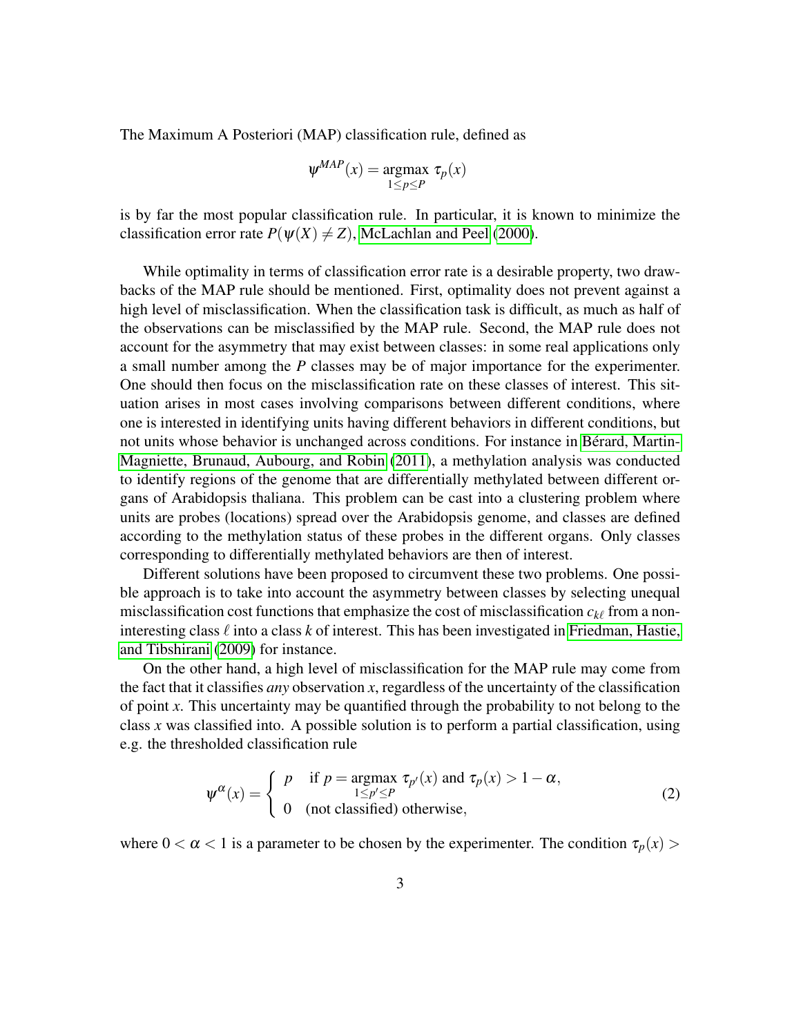The Maximum A Posteriori (MAP) classification rule, defined as

$$\psi^{MAP}(x) = \underset{1 \leq p \leq P}{\text{argmax}} \; \tau_p(x)$$

is by far the most popular classification rule. In particular, it is known to minimize the classification error rate $P(\psi(X) \neq Z)$, McLachlan and Peel (2000).

While optimality in terms of classification error rate is a desirable property, two drawbacks of the MAP rule should be mentioned. First, optimality does not prevent against a high level of misclassification. When the classification task is difficult, as much as half of the observations can be misclassified by the MAP rule. Second, the MAP rule does not account for the asymmetry that may exist between classes: in some real applications only a small number among the $P$ classes may be of major importance for the experimenter. One should then focus on the misclassification rate on these classes of interest. This situation arises in most cases involving comparisons between different conditions, where one is interested in identifying units having different behaviors in different conditions, but not units whose behavior is unchanged across conditions. For instance in Bérard, Martin-Magniette, Brunaud, Aubourg, and Robin (2011), a methylation analysis was conducted to identify regions of the genome that are differentially methylated between different organs of Arabidopsis thaliana. This problem can be cast into a clustering problem where units are probes (locations) spread over the Arabidopsis genome, and classes are defined according to the methylation status of these probes in the different organs. Only classes corresponding to differentially methylated behaviors are then of interest.

Different solutions have been proposed to circumvent these two problems. One possible approach is to take into account the asymmetry between classes by selecting unequal misclassification cost functions that emphasize the cost of misclassification $c_{k\ell}$ from a non-interesting class $\ell$ into a class $k$ of interest. This has been investigated in Friedman, Hastie, and Tibshirani (2009) for instance.

On the other hand, a high level of misclassification for the MAP rule may come from the fact that it classifies *any* observation $x$, regardless of the uncertainty of the classification of point $x$. This uncertainty may be quantified through the probability to not belong to the class $x$ was classified into. A possible solution is to perform a partial classification, using e.g. the thresholded classification rule

$$\psi^{\alpha}(x) = \begin{cases} p & \text{if } p = \underset{1 \leq p' \leq P}{\text{argmax}} \; \tau_{p'}(x) \text{ and } \tau_p(x) > 1 - \alpha, \\ 0 & \text{(not classified) otherwise,} \end{cases} \tag{2}$$

where $0 < \alpha < 1$ is a parameter to be chosen by the experimenter. The condition $\tau_p(x) >$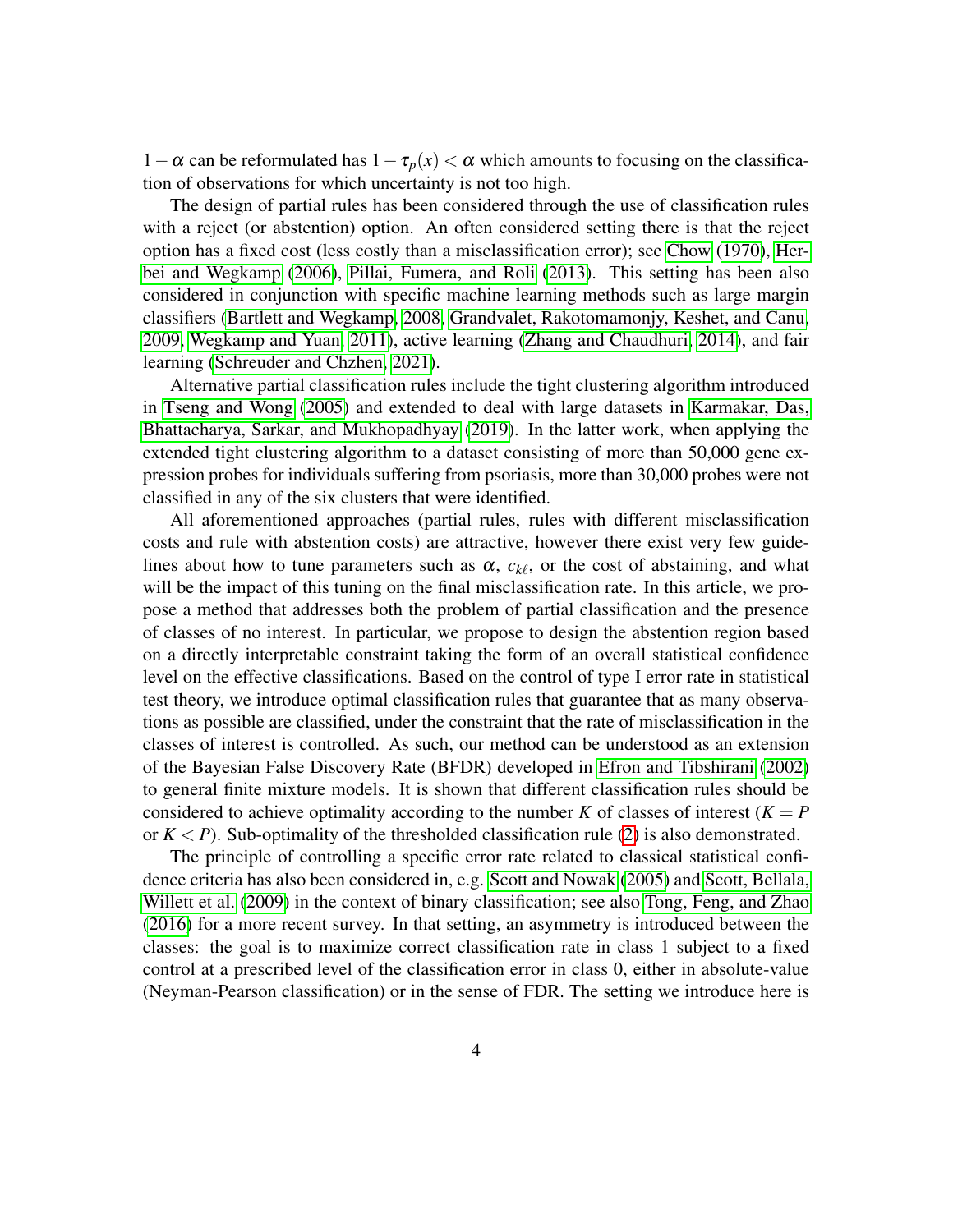$1-\alpha$ can be reformulated has $1-\tau_p(x) < \alpha$ which amounts to focusing on the classification of observations for which uncertainty is not too high.

The design of partial rules has been considered through the use of classification rules with a reject (or abstention) option. An often considered setting there is that the reject option has a fixed cost (less costly than a misclassification error); see Chow (1970), Herbei and Wegkamp (2006), Pillai, Fumera, and Roli (2013). This setting has been also considered in conjunction with specific machine learning methods such as large margin classifiers (Bartlett and Wegkamp, 2008, Grandvalet, Rakotomamonjy, Keshet, and Canu, 2009, Wegkamp and Yuan, 2011), active learning (Zhang and Chaudhuri, 2014), and fair learning (Schreuder and Chzhen, 2021).

Alternative partial classification rules include the tight clustering algorithm introduced in Tseng and Wong (2005) and extended to deal with large datasets in Karmakar, Das, Bhattacharya, Sarkar, and Mukhopadhyay (2019). In the latter work, when applying the extended tight clustering algorithm to a dataset consisting of more than 50,000 gene expression probes for individuals suffering from psoriasis, more than 30,000 probes were not classified in any of the six clusters that were identified.

All aforementioned approaches (partial rules, rules with different misclassification costs and rule with abstention costs) are attractive, however there exist very few guidelines about how to tune parameters such as $\alpha$, $c_{k\ell}$, or the cost of abstaining, and what will be the impact of this tuning on the final misclassification rate. In this article, we propose a method that addresses both the problem of partial classification and the presence of classes of no interest. In particular, we propose to design the abstention region based on a directly interpretable constraint taking the form of an overall statistical confidence level on the effective classifications. Based on the control of type I error rate in statistical test theory, we introduce optimal classification rules that guarantee that as many observations as possible are classified, under the constraint that the rate of misclassification in the classes of interest is controlled. As such, our method can be understood as an extension of the Bayesian False Discovery Rate (BFDR) developed in Efron and Tibshirani (2002) to general finite mixture models. It is shown that different classification rules should be considered to achieve optimality according to the number $K$ of classes of interest ($K = P$ or $K < P$). Sub-optimality of the thresholded classification rule (2) is also demonstrated.

The principle of controlling a specific error rate related to classical statistical confidence criteria has also been considered in, e.g. Scott and Nowak (2005) and Scott, Bellala, Willett et al. (2009) in the context of binary classification; see also Tong, Feng, and Zhao (2016) for a more recent survey. In that setting, an asymmetry is introduced between the classes: the goal is to maximize correct classification rate in class 1 subject to a fixed control at a prescribed level of the classification error in class 0, either in absolute-value (Neyman-Pearson classification) or in the sense of FDR. The setting we introduce here is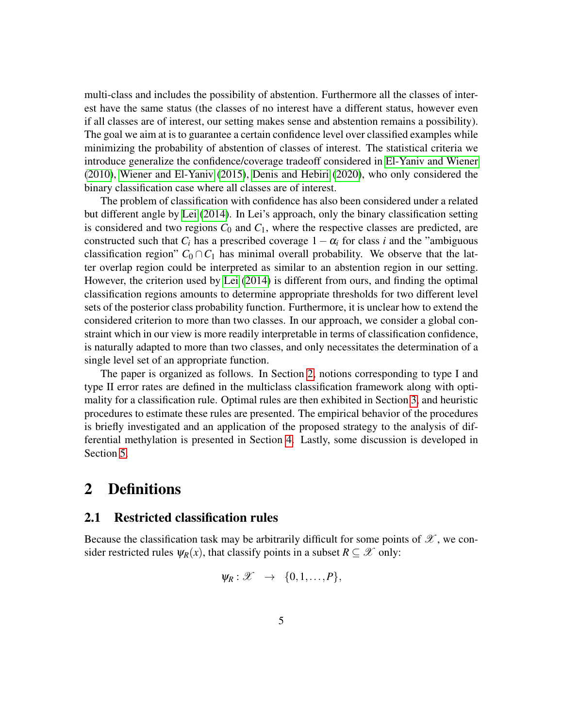multi-class and includes the possibility of abstention. Furthermore all the classes of interest have the same status (the classes of no interest have a different status, however even if all classes are of interest, our setting makes sense and abstention remains a possibility). The goal we aim at is to guarantee a certain confidence level over classified examples while minimizing the probability of abstention of classes of interest. The statistical criteria we introduce generalize the confidence/coverage tradeoff considered in El-Yaniv and Wiener (2010), Wiener and El-Yaniv (2015), Denis and Hebiri (2020), who only considered the binary classification case where all classes are of interest.

The problem of classification with confidence has also been considered under a related but different angle by Lei (2014). In Lei's approach, only the binary classification setting is considered and two regions $C_0$ and $C_1$, where the respective classes are predicted, are constructed such that $C_i$ has a prescribed coverage $1-\alpha_i$ for class $i$ and the "ambiguous classification region" $C_0 \cap C_1$ has minimal overall probability. We observe that the latter overlap region could be interpreted as similar to an abstention region in our setting. However, the criterion used by Lei (2014) is different from ours, and finding the optimal classification regions amounts to determine appropriate thresholds for two different level sets of the posterior class probability function. Furthermore, it is unclear how to extend the considered criterion to more than two classes. In our approach, we consider a global constraint which in our view is more readily interpretable in terms of classification confidence, is naturally adapted to more than two classes, and only necessitates the determination of a single level set of an appropriate function.

The paper is organized as follows. In Section 2, notions corresponding to type I and type II error rates are defined in the multiclass classification framework along with optimality for a classification rule. Optimal rules are then exhibited in Section 3, and heuristic procedures to estimate these rules are presented. The empirical behavior of the procedures is briefly investigated and an application of the proposed strategy to the analysis of differential methylation is presented in Section 4. Lastly, some discussion is developed in Section 5.

# 2 Definitions

## 2.1 Restricted classification rules

Because the classification task may be arbitrarily difficult for some points of $\mathscr{X}$, we consider restricted rules $\psi_R(x)$, that classify points in a subset $R \subseteq \mathscr{X}$ only:

$$\psi_R : \mathscr{X} \quad \rightarrow \quad \{0, 1, \ldots, P\},$$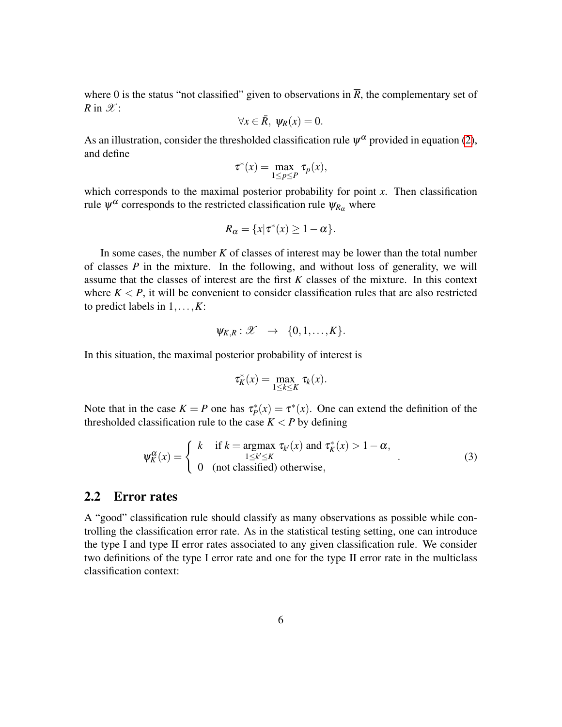where 0 is the status "not classified" given to observations in $\overline{R}$, the complementary set of $R$ in $\mathscr{X}$:

$$\forall x \in \bar{R},\ \psi_R(x) = 0.$$

As an illustration, consider the thresholded classification rule $\psi^\alpha$ provided in equation (2), and define

$$\tau^*(x) = \max_{1 \leq p \leq P} \tau_p(x),$$

which corresponds to the maximal posterior probability for point $x$. Then classification rule $\psi^\alpha$ corresponds to the restricted classification rule $\psi_{R_\alpha}$ where

$$R_\alpha = \{x | \tau^*(x) \geq 1 - \alpha\}.$$

In some cases, the number $K$ of classes of interest may be lower than the total number of classes $P$ in the mixture. In the following, and without loss of generality, we will assume that the classes of interest are the first $K$ classes of the mixture. In this context where $K < P$, it will be convenient to consider classification rules that are also restricted to predict labels in $1, \ldots, K$:

$$\psi_{K,R} : \mathscr{X} \quad \rightarrow \quad \{0, 1, \ldots, K\}.$$

In this situation, the maximal posterior probability of interest is

$$\tau_K^*(x) = \max_{1 \leq k \leq K} \tau_k(x).$$

Note that in the case $K = P$ one has $\tau_P^*(x) = \tau^*(x)$. One can extend the definition of the thresholded classification rule to the case $K < P$ by defining

$$\psi_K^\alpha(x) = \begin{cases} k & \text{if } k = \underset{1 \leq k' \leq K}{\operatorname{argmax}}\ \tau_{k'}(x) \text{ and } \tau_K^*(x) > 1 - \alpha, \\ 0 & \text{(not classified) otherwise,} \end{cases} \tag{3}$$

## 2.2 Error rates

A "good" classification rule should classify as many observations as possible while controlling the classification error rate. As in the statistical testing setting, one can introduce the type I and type II error rates associated to any given classification rule. We consider two definitions of the type I error rate and one for the type II error rate in the multiclass classification context: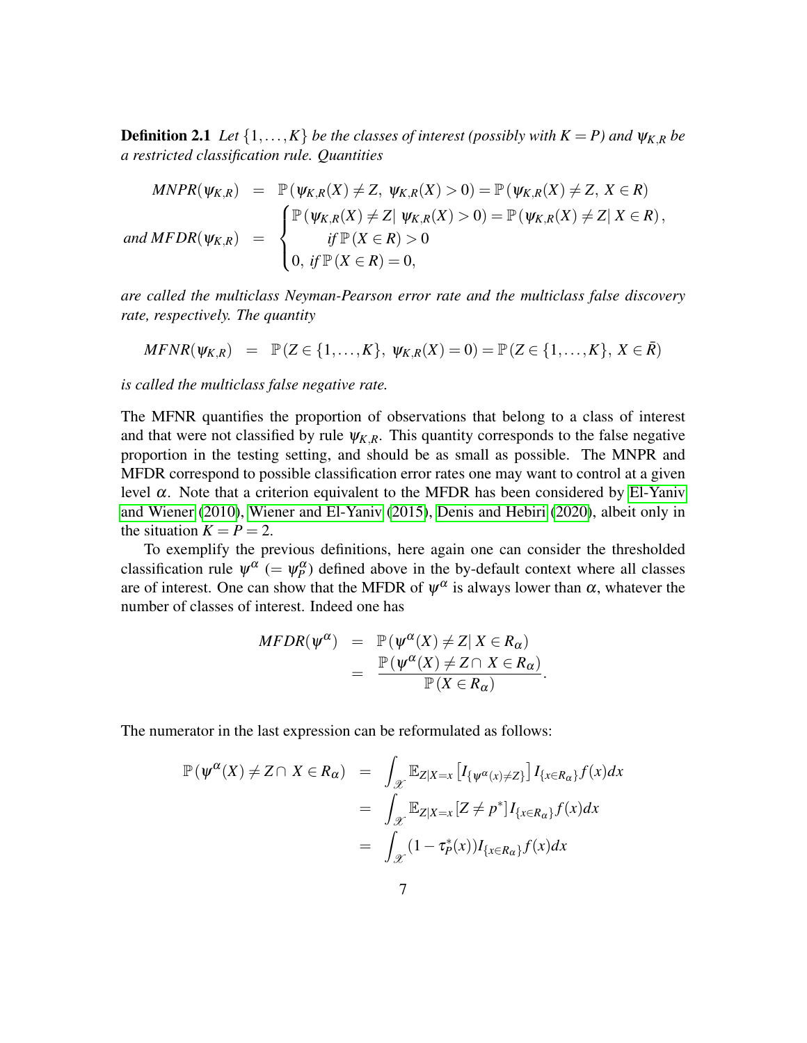**Definition 2.1** *Let $\{1,\dots,K\}$ be the classes of interest (possibly with $K=P$) and $\psi_{K,R}$ be a restricted classification rule. Quantities*

$$
\begin{aligned}
MNPR(\psi_{K,R}) &= \mathbb{P}\left(\psi_{K,R}(X) \neq Z,\ \psi_{K,R}(X) > 0\right) = \mathbb{P}\left(\psi_{K,R}(X) \neq Z,\ X \in R\right) \\
\text{and } MFDR(\psi_{K,R}) &= \begin{cases} \mathbb{P}\left(\psi_{K,R}(X) \neq Z |\ \psi_{K,R}(X) > 0\right) = \mathbb{P}\left(\psi_{K,R}(X) \neq Z |\ X \in R\right), \\ \qquad \text{if } \mathbb{P}(X \in R) > 0 \\ 0, \text{ if } \mathbb{P}(X \in R) = 0, \end{cases}
\end{aligned}
$$

*are called the multiclass Neyman-Pearson error rate and the multiclass false discovery rate, respectively. The quantity*

$$
MFNR(\psi_{K,R}) = \mathbb{P}\left(Z \in \{1,\dots,K\},\ \psi_{K,R}(X) = 0\right) = \mathbb{P}\left(Z \in \{1,\dots,K\},\ X \in \bar{R}\right)
$$

*is called the multiclass false negative rate.*

The MFNR quantifies the proportion of observations that belong to a class of interest and that were not classified by rule $\psi_{K,R}$. This quantity corresponds to the false negative proportion in the testing setting, and should be as small as possible. The MNPR and MFDR correspond to possible classification error rates one may want to control at a given level $\alpha$. Note that a criterion equivalent to the MFDR has been considered by El-Yaniv and Wiener (2010), Wiener and El-Yaniv (2015), Denis and Hebiri (2020), albeit only in the situation $K = P = 2$.

To exemplify the previous definitions, here again one can consider the thresholded classification rule $\psi^{\alpha}$ $(= \psi_P^{\alpha})$ defined above in the by-default context where all classes are of interest. One can show that the MFDR of $\psi^{\alpha}$ is always lower than $\alpha$, whatever the number of classes of interest. Indeed one has

$$
\begin{aligned}
MFDR(\psi^{\alpha}) &= \mathbb{P}\left(\psi^{\alpha}(X) \neq Z |\ X \in R_{\alpha}\right) \\
&= \frac{\mathbb{P}\left(\psi^{\alpha}(X) \neq Z \cap\ X \in R_{\alpha}\right)}{\mathbb{P}\left(X \in R_{\alpha}\right)}.
\end{aligned}
$$

The numerator in the last expression can be reformulated as follows:

$$
\begin{aligned}
\mathbb{P}\left(\psi^{\alpha}(X) \neq Z \cap\ X \in R_{\alpha}\right) &= \int_{\mathscr{X}} \mathbb{E}_{Z|X=x}\left[I_{\{\psi^{\alpha}(x) \neq Z\}}\right] I_{\{x \in R_{\alpha}\}} f(x) dx \\
&= \int_{\mathscr{X}} \mathbb{E}_{Z|X=x}\left[Z \neq p^*\right] I_{\{x \in R_{\alpha}\}} f(x) dx \\
&= \int_{\mathscr{X}} (1 - \tau_P^*(x)) I_{\{x \in R_{\alpha}\}} f(x) dx
\end{aligned}
$$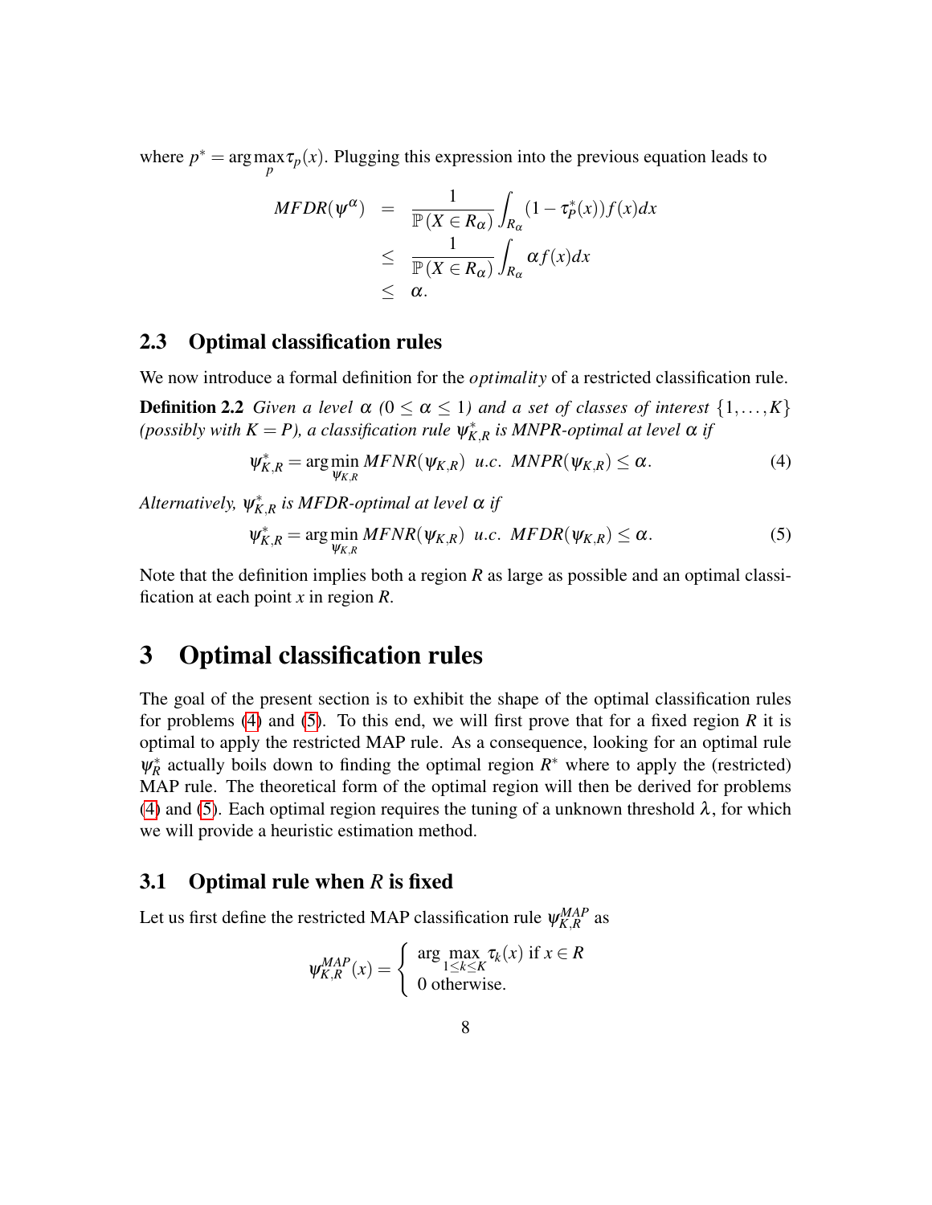where $p^* = \arg\max_p \tau_p(x)$. Plugging this expression into the previous equation leads to

$$
\begin{aligned}
MFDR(\psi^\alpha) &= \frac{1}{\mathbb{P}(X \in R_\alpha)} \int_{R_\alpha} (1 - \tau_P^*(x)) f(x) dx \\
&\leq \frac{1}{\mathbb{P}(X \in R_\alpha)} \int_{R_\alpha} \alpha f(x) dx \\
&\leq \alpha.
\end{aligned}
$$

### 2.3 Optimal classification rules

We now introduce a formal definition for the *optimality* of a restricted classification rule.

**Definition 2.2** *Given a level $\alpha$ ($0 \leq \alpha \leq 1$) and a set of classes of interest $\{1, \ldots, K\}$ (possibly with $K = P$), a classification rule $\psi^*_{K,R}$ is MNPR-optimal at level $\alpha$ if*

$$
\psi^*_{K,R} = \arg\min_{\psi_{K,R}} MFNR(\psi_{K,R}) \;\; u.c. \;\; MNPR(\psi_{K,R}) \leq \alpha. \tag{4}
$$

*Alternatively, $\psi^*_{K,R}$ is MFDR-optimal at level $\alpha$ if*

$$
\psi^*_{K,R} = \arg\min_{\psi_{K,R}} MFNR(\psi_{K,R}) \;\; u.c. \;\; MFDR(\psi_{K,R}) \leq \alpha. \tag{5}
$$

Note that the definition implies both a region $R$ as large as possible and an optimal classification at each point $x$ in region $R$.

## 3 Optimal classification rules

The goal of the present section is to exhibit the shape of the optimal classification rules for problems (4) and (5). To this end, we will first prove that for a fixed region $R$ it is optimal to apply the restricted MAP rule. As a consequence, looking for an optimal rule $\psi^*_R$ actually boils down to finding the optimal region $R^*$ where to apply the (restricted) MAP rule. The theoretical form of the optimal region will then be derived for problems (4) and (5). Each optimal region requires the tuning of a unknown threshold $\lambda$, for which we will provide a heuristic estimation method.

### 3.1 Optimal rule when $R$ is fixed

Let us first define the restricted MAP classification rule $\psi^{MAP}_{K,R}$ as

$$
\psi^{MAP}_{K,R}(x) = \begin{cases} \arg\max_{1 \leq k \leq K} \tau_k(x) \text{ if } x \in R \\ 0 \text{ otherwise.} \end{cases}
$$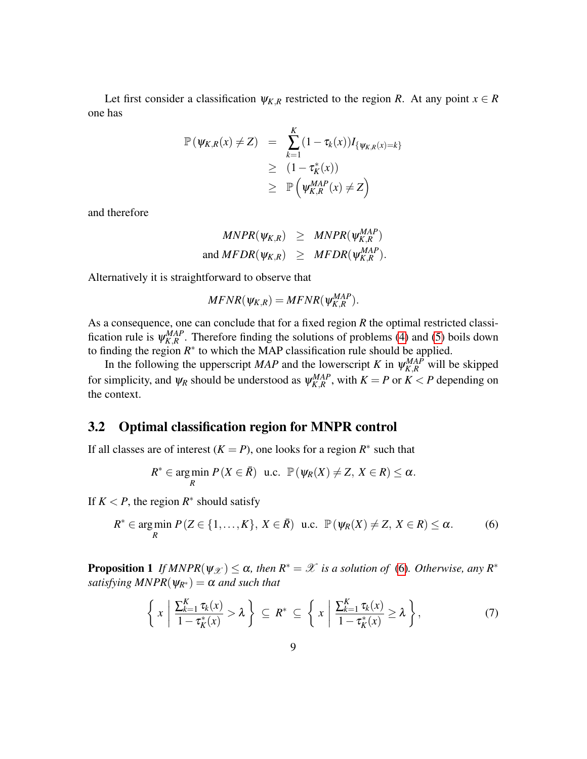Let first consider a classification $\psi_{K,R}$ restricted to the region $R$. At any point $x \in R$ one has

$$
\begin{aligned}
\mathbb{P}(\psi_{K,R}(x) \neq Z) &= \sum_{k=1}^{K} (1 - \tau_k(x)) I_{\{\psi_{K,R}(x)=k\}} \\
&\geq (1 - \tau_K^*(x)) \\
&\geq \mathbb{P}\left(\psi_{K,R}^{MAP}(x) \neq Z\right)
\end{aligned}
$$

and therefore

$$
\begin{aligned}
MNPR(\psi_{K,R}) &\geq MNPR(\psi_{K,R}^{MAP}) \\
\text{and } MFDR(\psi_{K,R}) &\geq MFDR(\psi_{K,R}^{MAP}).
\end{aligned}
$$

Alternatively it is straightforward to observe that

$$
MFNR(\psi_{K,R}) = MFNR(\psi_{K,R}^{MAP}).
$$

As a consequence, one can conclude that for a fixed region $R$ the optimal restricted classification rule is $\psi_{K,R}^{MAP}$. Therefore finding the solutions of problems (4) and (5) boils down to finding the region $R^*$ to which the MAP classification rule should be applied.

In the following the upperscript $MAP$ and the lowerscript $K$ in $\psi_{K,R}^{MAP}$ will be skipped for simplicity, and $\psi_R$ should be understood as $\psi_{K,R}^{MAP}$, with $K = P$ or $K < P$ depending on the context.

## 3.2 Optimal classification region for MNPR control

If all classes are of interest ($K = P$), one looks for a region $R^*$ such that

$$
R^* \in \arg\min_R P(X \in \bar{R}) \;\; \text{u.c.} \;\; \mathbb{P}(\psi_R(X) \neq Z, \, X \in R) \leq \alpha.
$$

If $K < P$, the region $R^*$ should satisfy

$$
R^* \in \arg\min_R P(Z \in \{1, \ldots, K\}, \, X \in \bar{R}) \;\; \text{u.c.} \;\; \mathbb{P}(\psi_R(X) \neq Z, \, X \in R) \leq \alpha. \tag{6}
$$

**Proposition 1** *If $MNPR(\psi_{\mathscr{X}}) \leq \alpha$, then $R^* = \mathscr{X}$ is a solution of (6). Otherwise, any $R^*$ satisfying $MNPR(\psi_{R^*}) = \alpha$ and such that*

$$
\left\{ x \;\middle|\; \frac{\sum_{k=1}^{K} \tau_k(x)}{1 - \tau_K^*(x)} > \lambda \right\} \subseteq R^* \subseteq \left\{ x \;\middle|\; \frac{\sum_{k=1}^{K} \tau_k(x)}{1 - \tau_K^*(x)} \geq \lambda \right\}, \tag{7}
$$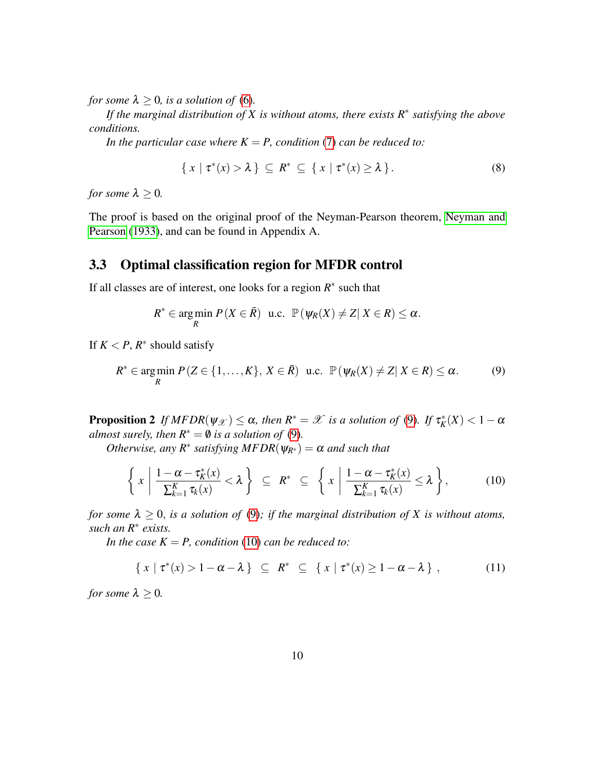*for some $\lambda \geq 0$, is a solution of (6).*

*If the marginal distribution of $X$ is without atoms, there exists $R^*$ satisfying the above conditions.*

*In the particular case where $K = P$, condition (7) can be reduced to:*

$$\{ \, x \mid \tau^*(x) > \lambda \, \} \; \subseteq \; R^* \; \subseteq \; \{ \, x \mid \tau^*(x) \geq \lambda \, \}. \tag{8}$$

*for some $\lambda \geq 0$.*

The proof is based on the original proof of the Neyman-Pearson theorem, Neyman and Pearson (1933), and can be found in Appendix A.

### 3.3 Optimal classification region for MFDR control

If all classes are of interest, one looks for a region $R^*$ such that

$$R^* \in \underset{R}{\arg\min} \; P(X \in \bar{R}) \;\; \text{u.c.} \;\; \mathbb{P}(\psi_R(X) \neq Z | \, X \in R) \leq \alpha.$$

If $K < P$, $R^*$ should satisfy

$$R^* \in \underset{R}{\arg\min} \; P(Z \in \{1, \ldots, K\}, \, X \in \bar{R}) \;\; \text{u.c.} \;\; \mathbb{P}(\psi_R(X) \neq Z | \, X \in R) \leq \alpha. \tag{9}$$

**Proposition 2** *If $MFDR(\psi_{\mathscr{X}}) \leq \alpha$, then $R^* = \mathscr{X}$ is a solution of (9). If $\tau_K^*(X) < 1 - \alpha$ almost surely, then $R^* = \emptyset$ is a solution of (9).*

*Otherwise, any $R^*$ satisfying $MFDR(\psi_{R^*}) = \alpha$ and such that*

$$\left\{ \, x \, \middle| \, \frac{1 - \alpha - \tau_K^*(x)}{\sum_{k=1}^{K} \tau_k(x)} < \lambda \, \right\} \; \subseteq \; R^* \; \subseteq \; \left\{ \, x \, \middle| \, \frac{1 - \alpha - \tau_K^*(x)}{\sum_{k=1}^{K} \tau_k(x)} \leq \lambda \, \right\}, \tag{10}$$

*for some $\lambda \geq 0$, is a solution of (9); if the marginal distribution of $X$ is without atoms, such an $R^*$ exists.*

*In the case $K = P$, condition (10) can be reduced to:*

$$\{ \, x \mid \tau^*(x) > 1 - \alpha - \lambda \, \} \; \subseteq \; R^* \; \subseteq \; \{ \, x \mid \tau^*(x) \geq 1 - \alpha - \lambda \, \} \; , \tag{11}$$

*for some $\lambda \geq 0$.*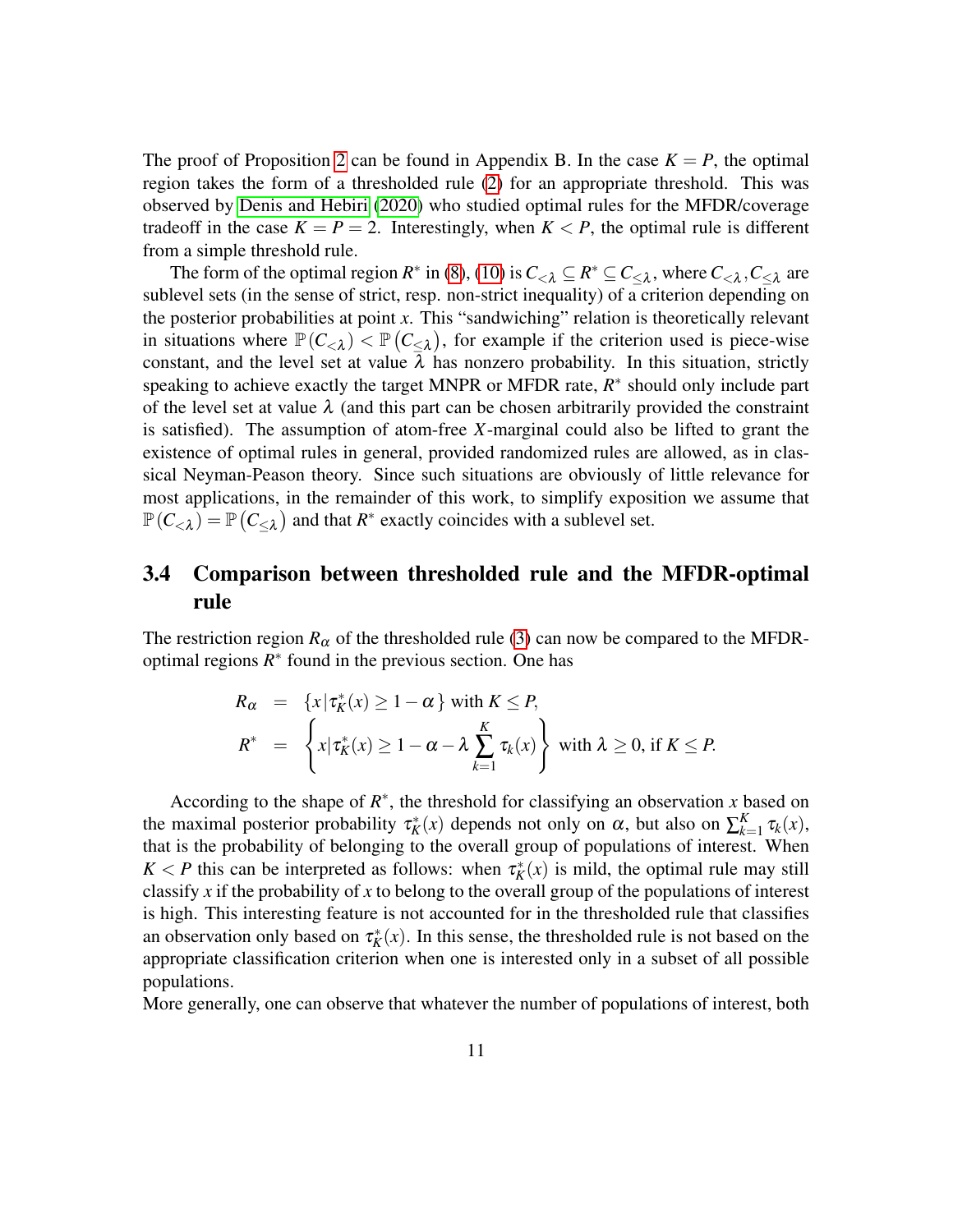The proof of Proposition 2 can be found in Appendix B. In the case $K = P$, the optimal region takes the form of a thresholded rule (2) for an appropriate threshold. This was observed by Denis and Hebiri (2020) who studied optimal rules for the MFDR/coverage tradeoff in the case $K = P = 2$. Interestingly, when $K < P$, the optimal rule is different from a simple threshold rule.

The form of the optimal region $R^*$ in (8), (10) is $C_{<\lambda} \subseteq R^* \subseteq C_{\leq\lambda}$, where $C_{<\lambda}, C_{\leq\lambda}$ are sublevel sets (in the sense of strict, resp. non-strict inequality) of a criterion depending on the posterior probabilities at point $x$. This "sandwiching" relation is theoretically relevant in situations where $\mathbb{P}(C_{<\lambda}) < \mathbb{P}(C_{\leq\lambda})$, for example if the criterion used is piece-wise constant, and the level set at value $\lambda$ has nonzero probability. In this situation, strictly speaking to achieve exactly the target MNPR or MFDR rate, $R^*$ should only include part of the level set at value $\lambda$ (and this part can be chosen arbitrarily provided the constraint is satisfied). The assumption of atom-free $X$-marginal could also be lifted to grant the existence of optimal rules in general, provided randomized rules are allowed, as in classical Neyman-Peason theory. Since such situations are obviously of little relevance for most applications, in the remainder of this work, to simplify exposition we assume that $\mathbb{P}(C_{<\lambda}) = \mathbb{P}(C_{\leq\lambda})$ and that $R^*$ exactly coincides with a sublevel set.

## 3.4 Comparison between thresholded rule and the MFDR-optimal rule

The restriction region $R_\alpha$ of the thresholded rule (3) can now be compared to the MFDR-optimal regions $R^*$ found in the previous section. One has

$$
\begin{aligned}
R_\alpha &= \{x \,|\, \tau_K^*(x) \geq 1 - \alpha\} \text{ with } K \leq P, \\
R^* &= \left\{x \,|\, \tau_K^*(x) \geq 1 - \alpha - \lambda \sum_{k=1}^{K} \tau_k(x)\right\} \text{ with } \lambda \geq 0, \text{ if } K \leq P.
\end{aligned}
$$

According to the shape of $R^*$, the threshold for classifying an observation $x$ based on the maximal posterior probability $\tau_K^*(x)$ depends not only on $\alpha$, but also on $\sum_{k=1}^{K} \tau_k(x)$, that is the probability of belonging to the overall group of populations of interest. When $K < P$ this can be interpreted as follows: when $\tau_K^*(x)$ is mild, the optimal rule may still classify $x$ if the probability of $x$ to belong to the overall group of the populations of interest is high. This interesting feature is not accounted for in the thresholded rule that classifies an observation only based on $\tau_K^*(x)$. In this sense, the thresholded rule is not based on the appropriate classification criterion when one is interested only in a subset of all possible populations.

More generally, one can observe that whatever the number of populations of interest, both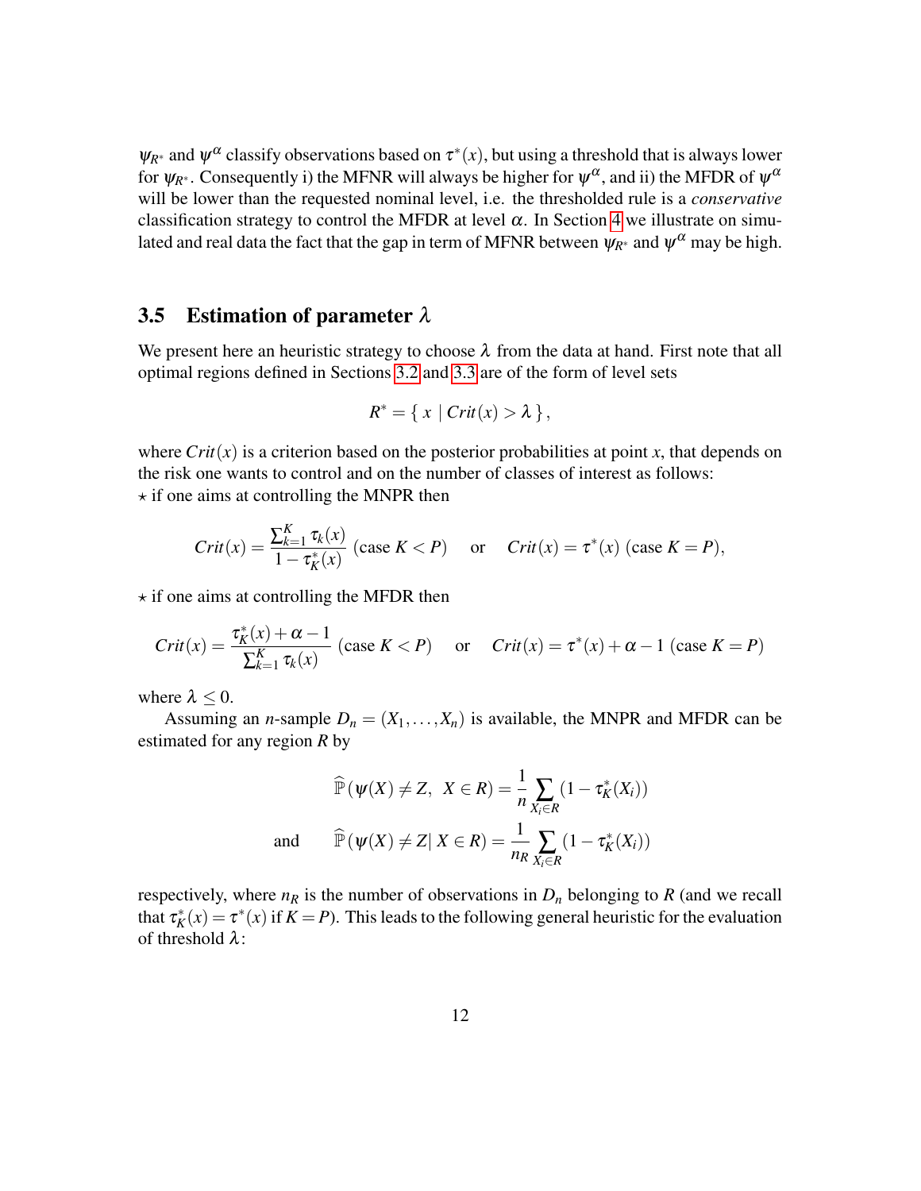$\psi_{R^*}$ and $\psi^\alpha$ classify observations based on $\tau^*(x)$, but using a threshold that is always lower for $\psi_{R^*}$. Consequently i) the MFNR will always be higher for $\psi^\alpha$, and ii) the MFDR of $\psi^\alpha$ will be lower than the requested nominal level, i.e. the thresholded rule is a *conservative* classification strategy to control the MFDR at level $\alpha$. In Section 4 we illustrate on simulated and real data the fact that the gap in term of MFNR between $\psi_{R^*}$ and $\psi^\alpha$ may be high.

### 3.5 Estimation of parameter $\lambda$

We present here an heuristic strategy to choose $\lambda$ from the data at hand. First note that all optimal regions defined in Sections 3.2 and 3.3 are of the form of level sets

$$R^* = \{\, x \mid Crit(x) > \lambda \,\},$$

where $Crit(x)$ is a criterion based on the posterior probabilities at point $x$, that depends on the risk one wants to control and on the number of classes of interest as follows:
⋆ if one aims at controlling the MNPR then

$$Crit(x) = \frac{\sum_{k=1}^{K} \tau_k(x)}{1 - \tau_K^*(x)} \text{ (case } K < P) \quad \text{ or } \quad Crit(x) = \tau^*(x) \text{ (case } K = P),$$

⋆ if one aims at controlling the MFDR then

$$Crit(x) = \frac{\tau_K^*(x) + \alpha - 1}{\sum_{k=1}^{K} \tau_k(x)} \text{ (case } K < P) \quad \text{ or } \quad Crit(x) = \tau^*(x) + \alpha - 1 \text{ (case } K = P)$$

where $\lambda \leq 0$.

Assuming an $n$-sample $D_n = (X_1, \ldots, X_n)$ is available, the MNPR and MFDR can be estimated for any region $R$ by

$$\widehat{\mathbb{P}}\left(\psi(X) \neq Z,\ X \in R\right) = \frac{1}{n} \sum_{X_i \in R} (1 - \tau_K^*(X_i))$$

$$\text{and} \qquad \widehat{\mathbb{P}}\left(\psi(X) \neq Z \mid X \in R\right) = \frac{1}{n_R} \sum_{X_i \in R} (1 - \tau_K^*(X_i))$$

respectively, where $n_R$ is the number of observations in $D_n$ belonging to $R$ (and we recall that $\tau_K^*(x) = \tau^*(x)$ if $K = P$). This leads to the following general heuristic for the evaluation of threshold $\lambda$: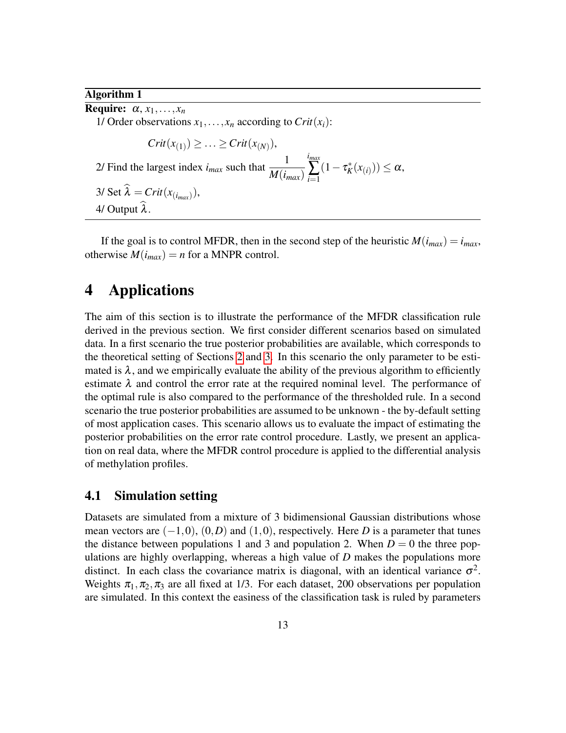**Algorithm 1**

**Require:** $\alpha, x_1, \ldots, x_n$

1/ Order observations $x_1, \ldots, x_n$ according to $Crit(x_i)$:

$$Crit(x_{(1)}) \geq \ldots \geq Crit(x_{(N)}),$$

2/ Find the largest index $i_{max}$ such that $\dfrac{1}{M(i_{max})} \sum_{i=1}^{i_{max}} (1 - \tau_K^*(x_{(i)})) \leq \alpha$,

3/ Set $\widehat{\lambda} = Crit(x_{(i_{max})})$,

4/ Output $\widehat{\lambda}$.

If the goal is to control MFDR, then in the second step of the heuristic $M(i_{max}) = i_{max}$, otherwise $M(i_{max}) = n$ for a MNPR control.

# 4 Applications

The aim of this section is to illustrate the performance of the MFDR classification rule derived in the previous section. We first consider different scenarios based on simulated data. In a first scenario the true posterior probabilities are available, which corresponds to the theoretical setting of Sections 2 and 3. In this scenario the only parameter to be estimated is $\lambda$, and we empirically evaluate the ability of the previous algorithm to efficiently estimate $\lambda$ and control the error rate at the required nominal level. The performance of the optimal rule is also compared to the performance of the thresholded rule. In a second scenario the true posterior probabilities are assumed to be unknown - the by-default setting of most application cases. This scenario allows us to evaluate the impact of estimating the posterior probabilities on the error rate control procedure. Lastly, we present an application on real data, where the MFDR control procedure is applied to the differential analysis of methylation profiles.

## 4.1 Simulation setting

Datasets are simulated from a mixture of 3 bidimensional Gaussian distributions whose mean vectors are $(-1,0)$, $(0,D)$ and $(1,0)$, respectively. Here $D$ is a parameter that tunes the distance between populations 1 and 3 and population 2. When $D = 0$ the three populations are highly overlapping, whereas a high value of $D$ makes the populations more distinct. In each class the covariance matrix is diagonal, with an identical variance $\sigma^2$. Weights $\pi_1, \pi_2, \pi_3$ are all fixed at 1/3. For each dataset, 200 observations per population are simulated. In this context the easiness of the classification task is ruled by parameters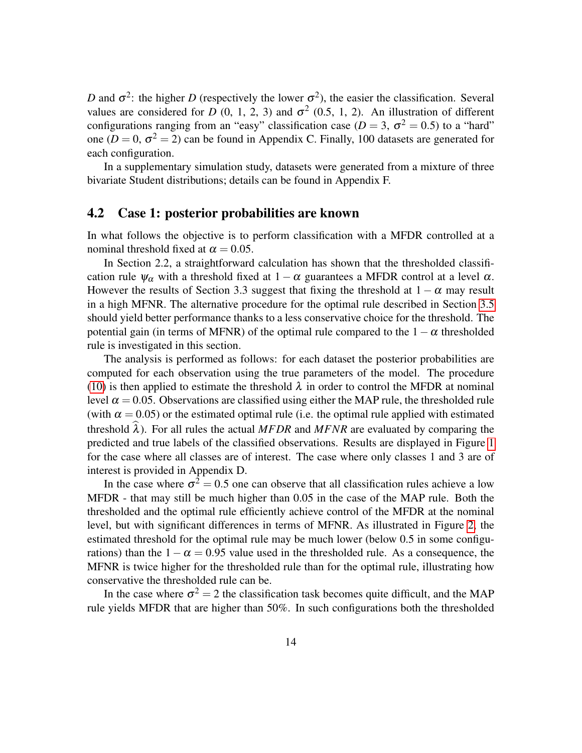$D$ and $\sigma^2$: the higher $D$ (respectively the lower $\sigma^2$), the easier the classification. Several values are considered for $D$ (0, 1, 2, 3) and $\sigma^2$ (0.5, 1, 2). An illustration of different configurations ranging from an "easy" classification case ($D = 3$, $\sigma^2 = 0.5$) to a "hard" one ($D = 0$, $\sigma^2 = 2$) can be found in Appendix C. Finally, 100 datasets are generated for each configuration.

In a supplementary simulation study, datasets were generated from a mixture of three bivariate Student distributions; details can be found in Appendix F.

## 4.2 Case 1: posterior probabilities are known

In what follows the objective is to perform classification with a MFDR controlled at a nominal threshold fixed at $\alpha = 0.05$.

In Section 2.2, a straightforward calculation has shown that the thresholded classification rule $\psi_\alpha$ with a threshold fixed at $1-\alpha$ guarantees a MFDR control at a level $\alpha$. However the results of Section 3.3 suggest that fixing the threshold at $1-\alpha$ may result in a high MFNR. The alternative procedure for the optimal rule described in Section 3.5 should yield better performance thanks to a less conservative choice for the threshold. The potential gain (in terms of MFNR) of the optimal rule compared to the $1-\alpha$ thresholded rule is investigated in this section.

The analysis is performed as follows: for each dataset the posterior probabilities are computed for each observation using the true parameters of the model. The procedure (10) is then applied to estimate the threshold $\lambda$ in order to control the MFDR at nominal level $\alpha = 0.05$. Observations are classified using either the MAP rule, the thresholded rule (with $\alpha = 0.05$) or the estimated optimal rule (i.e. the optimal rule applied with estimated threshold $\widehat{\lambda}$). For all rules the actual $MFDR$ and $MFNR$ are evaluated by comparing the predicted and true labels of the classified observations. Results are displayed in Figure 1 for the case where all classes are of interest. The case where only classes 1 and 3 are of interest is provided in Appendix D.

In the case where $\sigma^2 = 0.5$ one can observe that all classification rules achieve a low MFDR - that may still be much higher than 0.05 in the case of the MAP rule. Both the thresholded and the optimal rule efficiently achieve control of the MFDR at the nominal level, but with significant differences in terms of MFNR. As illustrated in Figure 2, the estimated threshold for the optimal rule may be much lower (below 0.5 in some configurations) than the $1-\alpha = 0.95$ value used in the thresholded rule. As a consequence, the MFNR is twice higher for the thresholded rule than for the optimal rule, illustrating how conservative the thresholded rule can be.

In the case where $\sigma^2 = 2$ the classification task becomes quite difficult, and the MAP rule yields MFDR that are higher than 50%. In such configurations both the thresholded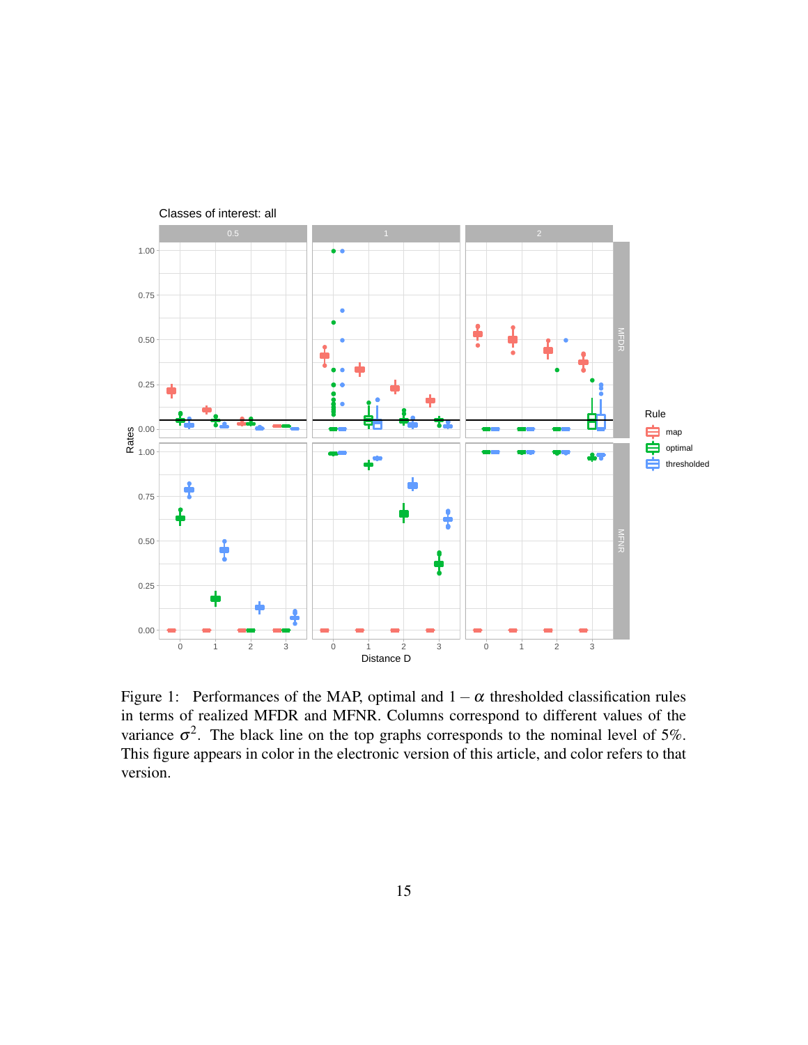Figure 1: Performances of the MAP, optimal and $1-\alpha$ thresholded classification rules in terms of realized MFDR and MFNR. Columns correspond to different values of the variance $\sigma^2$. The black line on the top graphs corresponds to the nominal level of 5%. This figure appears in color in the electronic version of this article, and color refers to that version.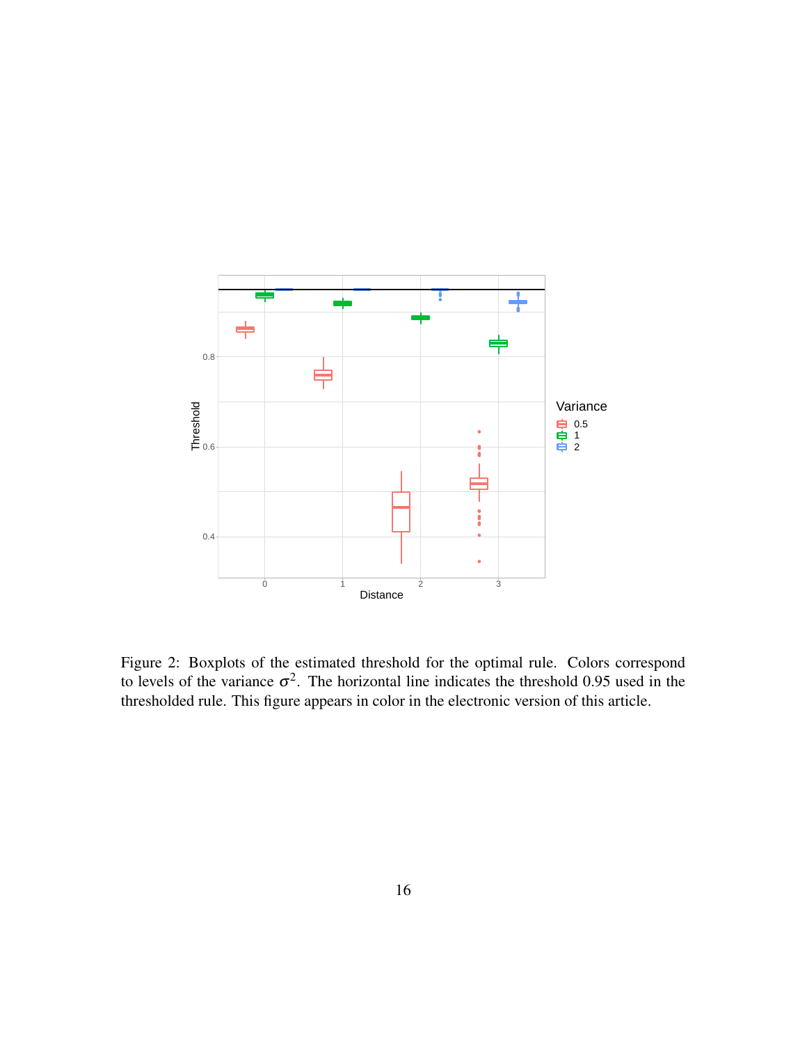Figure 2: Boxplots of the estimated threshold for the optimal rule. Colors correspond to levels of the variance $\sigma^2$. The horizontal line indicates the threshold 0.95 used in the thresholded rule. This figure appears in color in the electronic version of this article.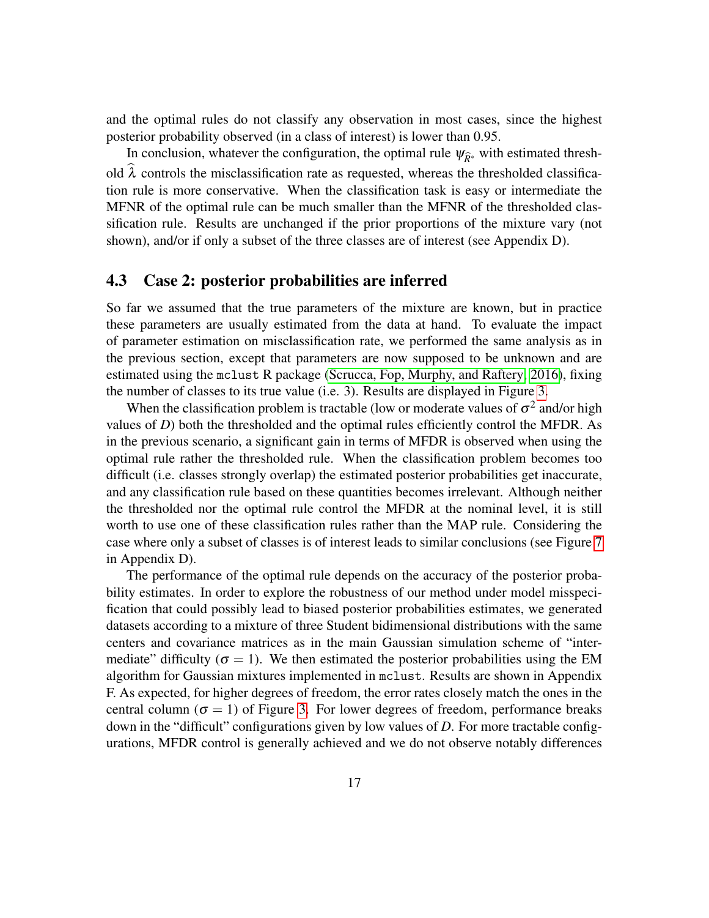and the optimal rules do not classify any observation in most cases, since the highest posterior probability observed (in a class of interest) is lower than 0.95.

In conclusion, whatever the configuration, the optimal rule $\psi_{\widehat{R}^*}$ with estimated threshold $\widehat{\lambda}$ controls the misclassification rate as requested, whereas the thresholded classification rule is more conservative. When the classification task is easy or intermediate the MFNR of the optimal rule can be much smaller than the MFNR of the thresholded classification rule. Results are unchanged if the prior proportions of the mixture vary (not shown), and/or if only a subset of the three classes are of interest (see Appendix D).

## 4.3 Case 2: posterior probabilities are inferred

So far we assumed that the true parameters of the mixture are known, but in practice these parameters are usually estimated from the data at hand. To evaluate the impact of parameter estimation on misclassification rate, we performed the same analysis as in the previous section, except that parameters are now supposed to be unknown and are estimated using the `mclust` R package (Scrucca, Fop, Murphy, and Raftery, 2016), fixing the number of classes to its true value (i.e. 3). Results are displayed in Figure 3.

When the classification problem is tractable (low or moderate values of $\sigma^2$ and/or high values of $D$) both the thresholded and the optimal rules efficiently control the MFDR. As in the previous scenario, a significant gain in terms of MFDR is observed when using the optimal rule rather the thresholded rule. When the classification problem becomes too difficult (i.e. classes strongly overlap) the estimated posterior probabilities get inaccurate, and any classification rule based on these quantities becomes irrelevant. Although neither the thresholded nor the optimal rule control the MFDR at the nominal level, it is still worth to use one of these classification rules rather than the MAP rule. Considering the case where only a subset of classes is of interest leads to similar conclusions (see Figure 7 in Appendix D).

The performance of the optimal rule depends on the accuracy of the posterior probability estimates. In order to explore the robustness of our method under model misspecification that could possibly lead to biased posterior probabilities estimates, we generated datasets according to a mixture of three Student bidimensional distributions with the same centers and covariance matrices as in the main Gaussian simulation scheme of "intermediate" difficulty ($\sigma = 1$). We then estimated the posterior probabilities using the EM algorithm for Gaussian mixtures implemented in `mclust`. Results are shown in Appendix F. As expected, for higher degrees of freedom, the error rates closely match the ones in the central column ($\sigma = 1$) of Figure 3. For lower degrees of freedom, performance breaks down in the "difficult" configurations given by low values of $D$. For more tractable configurations, MFDR control is generally achieved and we do not observe notably differences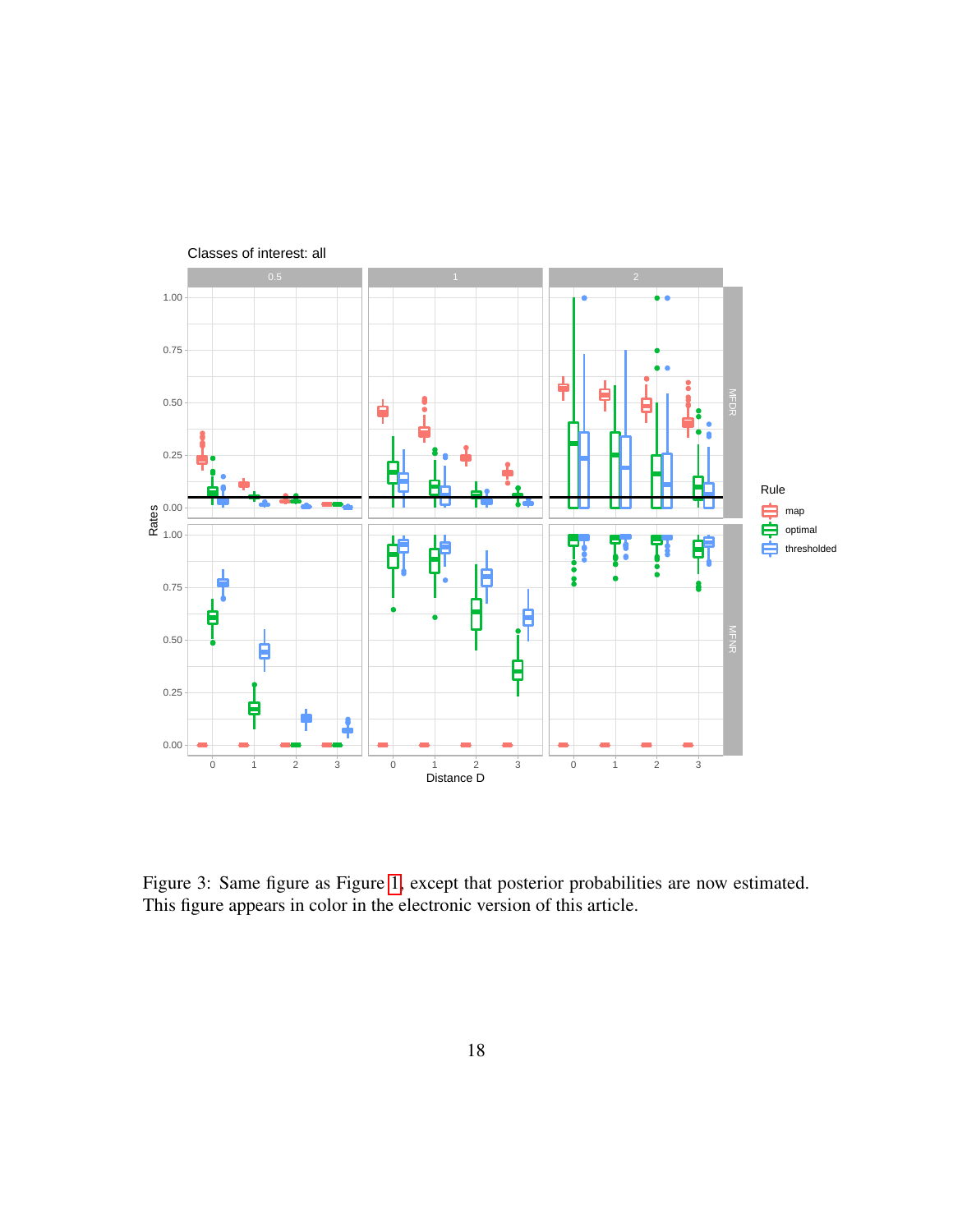Figure 3: Same figure as Figure 1, except that posterior probabilities are now estimated. This figure appears in color in the electronic version of this article.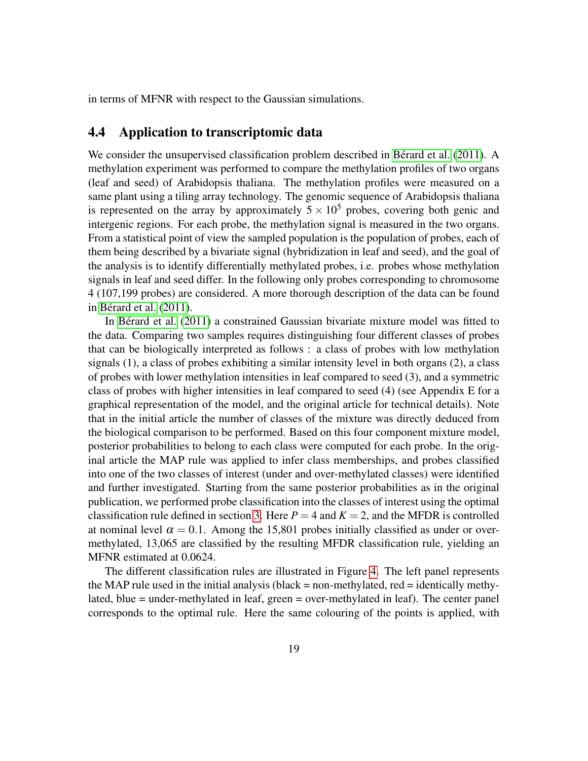in terms of MFNR with respect to the Gaussian simulations.

### 4.4 Application to transcriptomic data

We consider the unsupervised classification problem described in Bérard et al. (2011). A methylation experiment was performed to compare the methylation profiles of two organs (leaf and seed) of Arabidopsis thaliana. The methylation profiles were measured on a same plant using a tiling array technology. The genomic sequence of Arabidopsis thaliana is represented on the array by approximately $5 \times 10^5$ probes, covering both genic and intergenic regions. For each probe, the methylation signal is measured in the two organs. From a statistical point of view the sampled population is the population of probes, each of them being described by a bivariate signal (hybridization in leaf and seed), and the goal of the analysis is to identify differentially methylated probes, i.e. probes whose methylation signals in leaf and seed differ. In the following only probes corresponding to chromosome 4 (107,199 probes) are considered. A more thorough description of the data can be found in Bérard et al. (2011).

In Bérard et al. (2011) a constrained Gaussian bivariate mixture model was fitted to the data. Comparing two samples requires distinguishing four different classes of probes that can be biologically interpreted as follows : a class of probes with low methylation signals (1), a class of probes exhibiting a similar intensity level in both organs (2), a class of probes with lower methylation intensities in leaf compared to seed (3), and a symmetric class of probes with higher intensities in leaf compared to seed (4) (see Appendix E for a graphical representation of the model, and the original article for technical details). Note that in the initial article the number of classes of the mixture was directly deduced from the biological comparison to be performed. Based on this four component mixture model, posterior probabilities to belong to each class were computed for each probe. In the original article the MAP rule was applied to infer class memberships, and probes classified into one of the two classes of interest (under and over-methylated classes) were identified and further investigated. Starting from the same posterior probabilities as in the original publication, we performed probe classification into the classes of interest using the optimal classification rule defined in section 3. Here $P = 4$ and $K = 2$, and the MFDR is controlled at nominal level $\alpha = 0.1$. Among the 15,801 probes initially classified as under or over-methylated, 13,065 are classified by the resulting MFDR classification rule, yielding an MFNR estimated at 0.0624.

The different classification rules are illustrated in Figure 4. The left panel represents the MAP rule used in the initial analysis (black = non-methylated, red = identically methylated, blue = under-methylated in leaf, green = over-methylated in leaf). The center panel corresponds to the optimal rule. Here the same colouring of the points is applied, with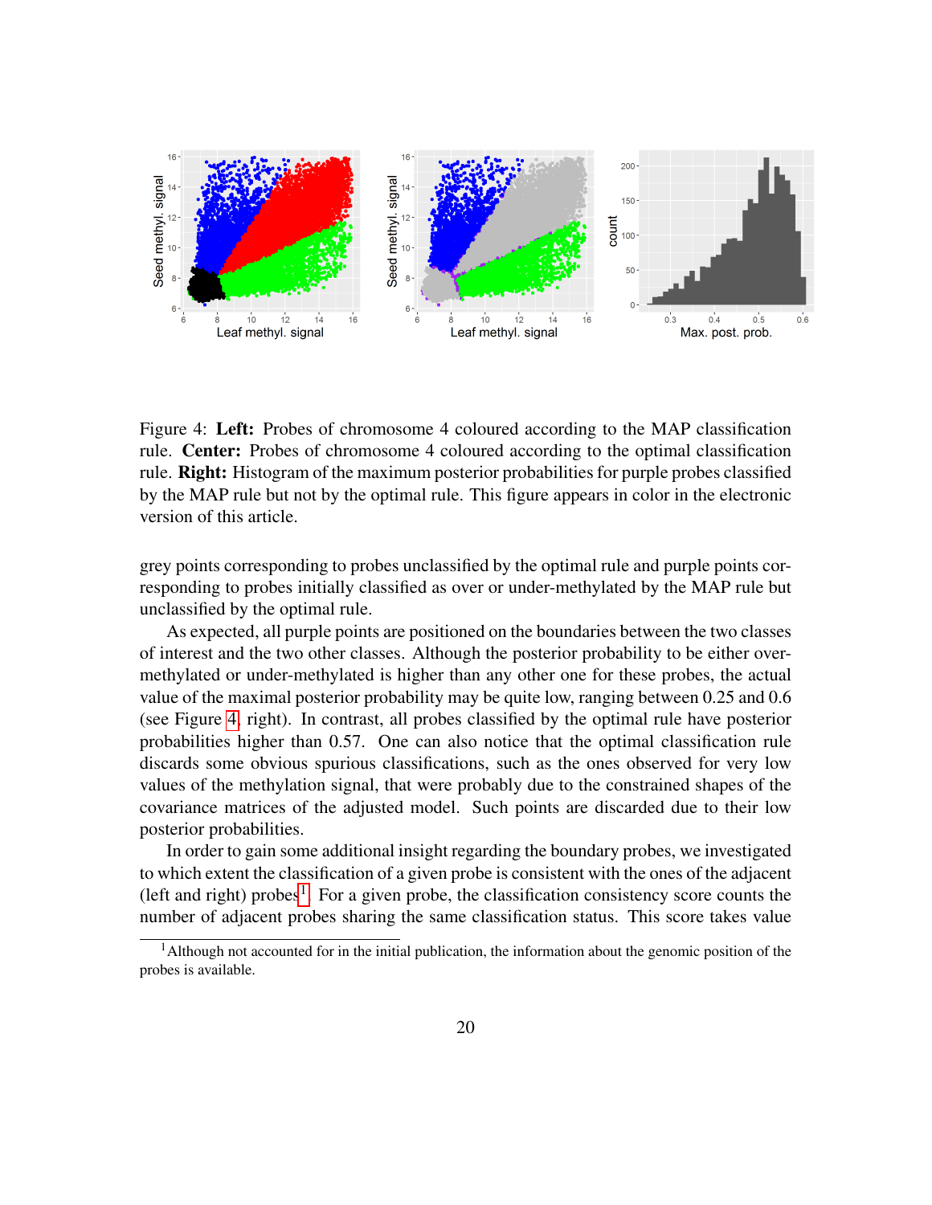Figure 4: **Left:** Probes of chromosome 4 coloured according to the MAP classification rule. **Center:** Probes of chromosome 4 coloured according to the optimal classification rule. **Right:** Histogram of the maximum posterior probabilities for purple probes classified by the MAP rule but not by the optimal rule. This figure appears in color in the electronic version of this article.

grey points corresponding to probes unclassified by the optimal rule and purple points corresponding to probes initially classified as over or under-methylated by the MAP rule but unclassified by the optimal rule.

As expected, all purple points are positioned on the boundaries between the two classes of interest and the two other classes. Although the posterior probability to be either over-methylated or under-methylated is higher than any other one for these probes, the actual value of the maximal posterior probability may be quite low, ranging between 0.25 and 0.6 (see Figure 4, right). In contrast, all probes classified by the optimal rule have posterior probabilities higher than 0.57. One can also notice that the optimal classification rule discards some obvious spurious classifications, such as the ones observed for very low values of the methylation signal, that were probably due to the constrained shapes of the covariance matrices of the adjusted model. Such points are discarded due to their low posterior probabilities.

In order to gain some additional insight regarding the boundary probes, we investigated to which extent the classification of a given probe is consistent with the ones of the adjacent (left and right) probes[1]. For a given probe, the classification consistency score counts the number of adjacent probes sharing the same classification status. This score takes value

[1] Although not accounted for in the initial publication, the information about the genomic position of the probes is available.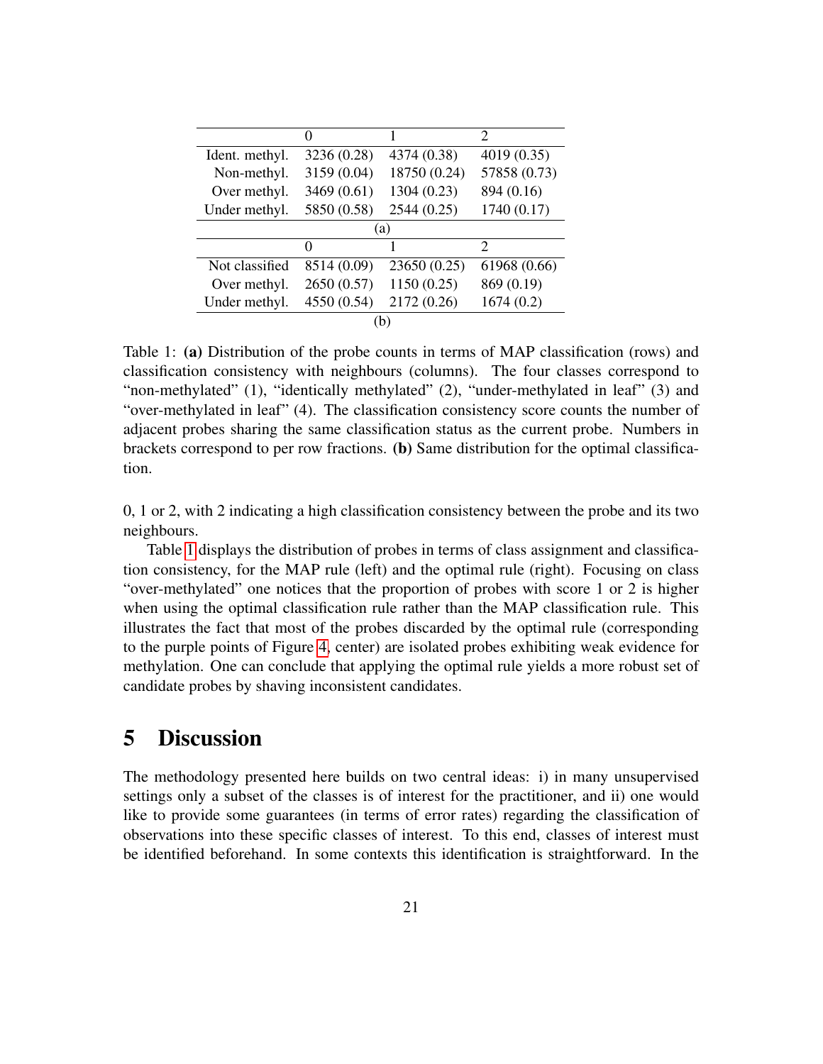|  | 0 | 1 | 2 |
|---|---|---|---|
| Ident. methyl. | 3236 (0.28) | 4374 (0.38) | 4019 (0.35) |
| Non-methyl. | 3159 (0.04) | 18750 (0.24) | 57858 (0.73) |
| Over methyl. | 3469 (0.61) | 1304 (0.23) | 894 (0.16) |
| Under methyl. | 5850 (0.58) | 2544 (0.25) | 1740 (0.17) |

(a)

|  | 0 | 1 | 2 |
|---|---|---|---|
| Not classified | 8514 (0.09) | 23650 (0.25) | 61968 (0.66) |
| Over methyl. | 2650 (0.57) | 1150 (0.25) | 869 (0.19) |
| Under methyl. | 4550 (0.54) | 2172 (0.26) | 1674 (0.2) |

(b)

Table 1: **(a)** Distribution of the probe counts in terms of MAP classification (rows) and classification consistency with neighbours (columns). The four classes correspond to "non-methylated" (1), "identically methylated" (2), "under-methylated in leaf" (3) and "over-methylated in leaf" (4). The classification consistency score counts the number of adjacent probes sharing the same classification status as the current probe. Numbers in brackets correspond to per row fractions. **(b)** Same distribution for the optimal classification.

0, 1 or 2, with 2 indicating a high classification consistency between the probe and its two neighbours.

Table 1 displays the distribution of probes in terms of class assignment and classification consistency, for the MAP rule (left) and the optimal rule (right). Focusing on class "over-methylated" one notices that the proportion of probes with score 1 or 2 is higher when using the optimal classification rule rather than the MAP classification rule. This illustrates the fact that most of the probes discarded by the optimal rule (corresponding to the purple points of Figure 4, center) are isolated probes exhibiting weak evidence for methylation. One can conclude that applying the optimal rule yields a more robust set of candidate probes by shaving inconsistent candidates.

# 5 Discussion

The methodology presented here builds on two central ideas: i) in many unsupervised settings only a subset of the classes is of interest for the practitioner, and ii) one would like to provide some guarantees (in terms of error rates) regarding the classification of observations into these specific classes of interest. To this end, classes of interest must be identified beforehand. In some contexts this identification is straightforward. In the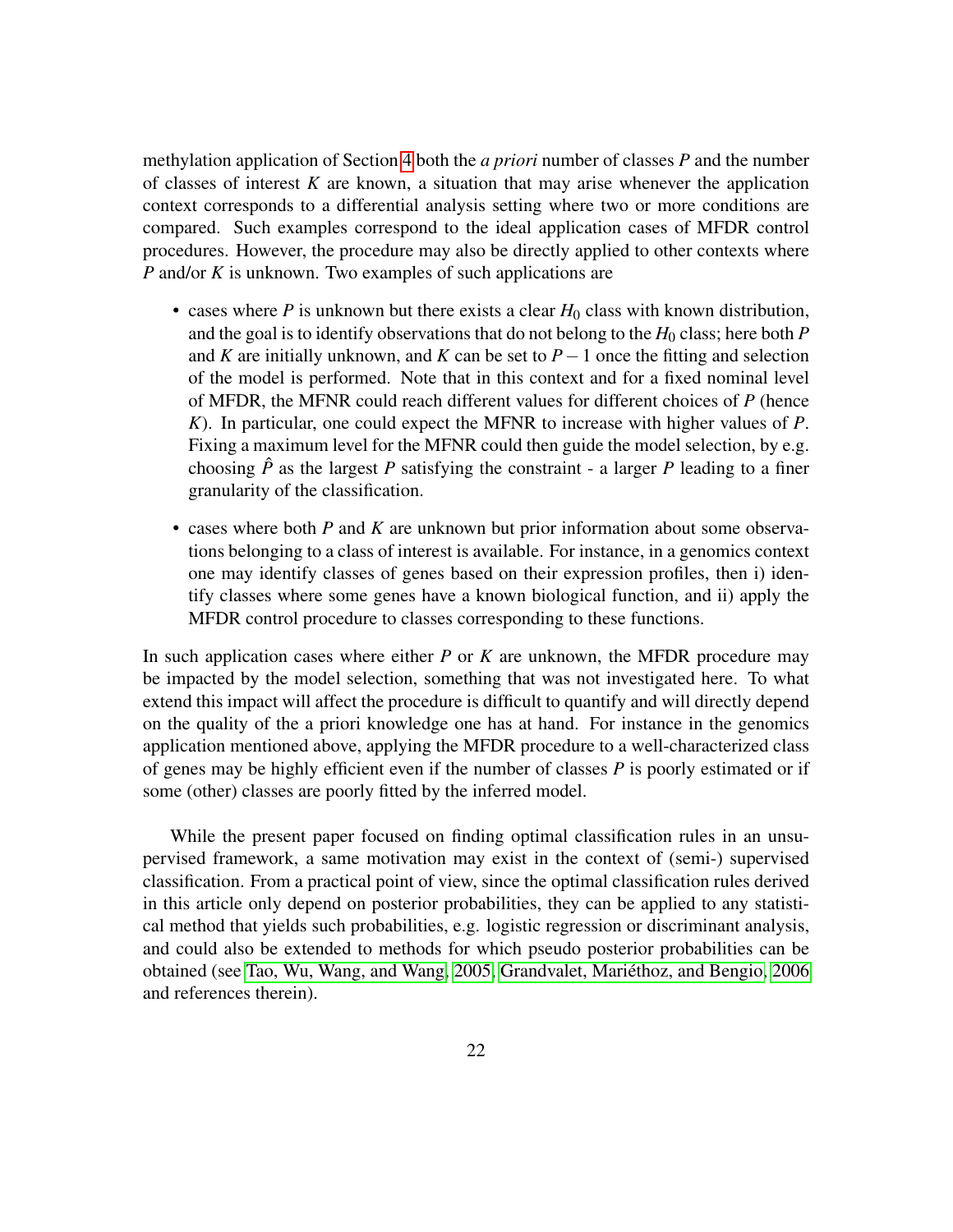methylation application of Section 4 both the *a priori* number of classes $P$ and the number of classes of interest $K$ are known, a situation that may arise whenever the application context corresponds to a differential analysis setting where two or more conditions are compared. Such examples correspond to the ideal application cases of MFDR control procedures. However, the procedure may also be directly applied to other contexts where $P$ and/or $K$ is unknown. Two examples of such applications are

- cases where $P$ is unknown but there exists a clear $H_0$ class with known distribution, and the goal is to identify observations that do not belong to the $H_0$ class; here both $P$ and $K$ are initially unknown, and $K$ can be set to $P-1$ once the fitting and selection of the model is performed. Note that in this context and for a fixed nominal level of MFDR, the MFNR could reach different values for different choices of $P$ (hence $K$). In particular, one could expect the MFNR to increase with higher values of $P$. Fixing a maximum level for the MFNR could then guide the model selection, by e.g. choosing $\hat{P}$ as the largest $P$ satisfying the constraint - a larger $P$ leading to a finer granularity of the classification.
- cases where both $P$ and $K$ are unknown but prior information about some observations belonging to a class of interest is available. For instance, in a genomics context one may identify classes of genes based on their expression profiles, then i) identify classes where some genes have a known biological function, and ii) apply the MFDR control procedure to classes corresponding to these functions.

In such application cases where either $P$ or $K$ are unknown, the MFDR procedure may be impacted by the model selection, something that was not investigated here. To what extend this impact will affect the procedure is difficult to quantify and will directly depend on the quality of the a priori knowledge one has at hand. For instance in the genomics application mentioned above, applying the MFDR procedure to a well-characterized class of genes may be highly efficient even if the number of classes $P$ is poorly estimated or if some (other) classes are poorly fitted by the inferred model.

While the present paper focused on finding optimal classification rules in an unsupervised framework, a same motivation may exist in the context of (semi-) supervised classification. From a practical point of view, since the optimal classification rules derived in this article only depend on posterior probabilities, they can be applied to any statistical method that yields such probabilities, e.g. logistic regression or discriminant analysis, and could also be extended to methods for which pseudo posterior probabilities can be obtained (see Tao, Wu, Wang, and Wang, 2005; Grandvalet, Mariéthoz, and Bengio, 2006 and references therein).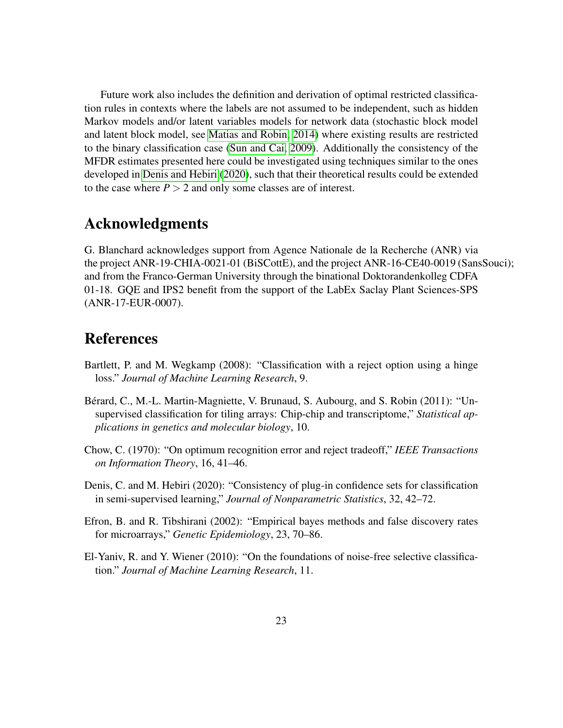Future work also includes the definition and derivation of optimal restricted classification rules in contexts where the labels are not assumed to be independent, such as hidden Markov models and/or latent variables models for network data (stochastic block model and latent block model, see Matias and Robin, 2014) where existing results are restricted to the binary classification case (Sun and Cai, 2009). Additionally the consistency of the MFDR estimates presented here could be investigated using techniques similar to the ones developed in Denis and Hebiri (2020), such that their theoretical results could be extended to the case where $P > 2$ and only some classes are of interest.

# Acknowledgments

G. Blanchard acknowledges support from Agence Nationale de la Recherche (ANR) via the project ANR-19-CHIA-0021-01 (BiSCottE), and the project ANR-16-CE40-0019 (SansSouci); and from the Franco-German University through the binational Doktorandenkolleg CDFA 01-18. GQE and IPS2 benefit from the support of the LabEx Saclay Plant Sciences-SPS (ANR-17-EUR-0007).

# References

Bartlett, P. and M. Wegkamp (2008): "Classification with a reject option using a hinge loss." *Journal of Machine Learning Research*, 9.

Bérard, C., M.-L. Martin-Magniette, V. Brunaud, S. Aubourg, and S. Robin (2011): "Unsupervised classification for tiling arrays: Chip-chip and transcriptome," *Statistical applications in genetics and molecular biology*, 10.

Chow, C. (1970): "On optimum recognition error and reject tradeoff," *IEEE Transactions on Information Theory*, 16, 41–46.

Denis, C. and M. Hebiri (2020): "Consistency of plug-in confidence sets for classification in semi-supervised learning," *Journal of Nonparametric Statistics*, 32, 42–72.

Efron, B. and R. Tibshirani (2002): "Empirical bayes methods and false discovery rates for microarrays," *Genetic Epidemiology*, 23, 70–86.

El-Yaniv, R. and Y. Wiener (2010): "On the foundations of noise-free selective classification." *Journal of Machine Learning Research*, 11.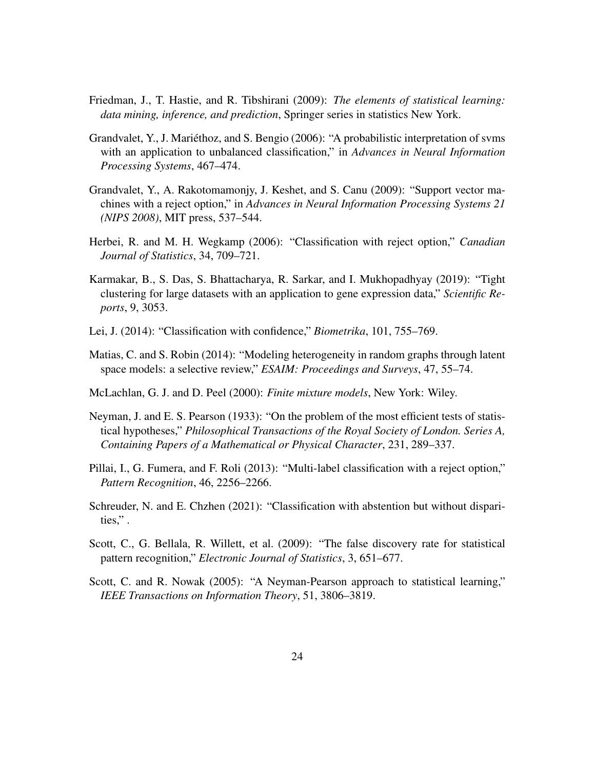Friedman, J., T. Hastie, and R. Tibshirani (2009): *The elements of statistical learning: data mining, inference, and prediction*, Springer series in statistics New York.

Grandvalet, Y., J. Mariéthoz, and S. Bengio (2006): "A probabilistic interpretation of svms with an application to unbalanced classification," in *Advances in Neural Information Processing Systems*, 467–474.

Grandvalet, Y., A. Rakotomamonjy, J. Keshet, and S. Canu (2009): "Support vector machines with a reject option," in *Advances in Neural Information Processing Systems 21 (NIPS 2008)*, MIT press, 537–544.

Herbei, R. and M. H. Wegkamp (2006): "Classification with reject option," *Canadian Journal of Statistics*, 34, 709–721.

Karmakar, B., S. Das, S. Bhattacharya, R. Sarkar, and I. Mukhopadhyay (2019): "Tight clustering for large datasets with an application to gene expression data," *Scientific Reports*, 9, 3053.

Lei, J. (2014): "Classification with confidence," *Biometrika*, 101, 755–769.

Matias, C. and S. Robin (2014): "Modeling heterogeneity in random graphs through latent space models: a selective review," *ESAIM: Proceedings and Surveys*, 47, 55–74.

McLachlan, G. J. and D. Peel (2000): *Finite mixture models*, New York: Wiley.

Neyman, J. and E. S. Pearson (1933): "On the problem of the most efficient tests of statistical hypotheses," *Philosophical Transactions of the Royal Society of London. Series A, Containing Papers of a Mathematical or Physical Character*, 231, 289–337.

Pillai, I., G. Fumera, and F. Roli (2013): "Multi-label classification with a reject option," *Pattern Recognition*, 46, 2256–2266.

Schreuder, N. and E. Chzhen (2021): "Classification with abstention but without disparities," .

Scott, C., G. Bellala, R. Willett, et al. (2009): "The false discovery rate for statistical pattern recognition," *Electronic Journal of Statistics*, 3, 651–677.

Scott, C. and R. Nowak (2005): "A Neyman-Pearson approach to statistical learning," *IEEE Transactions on Information Theory*, 51, 3806–3819.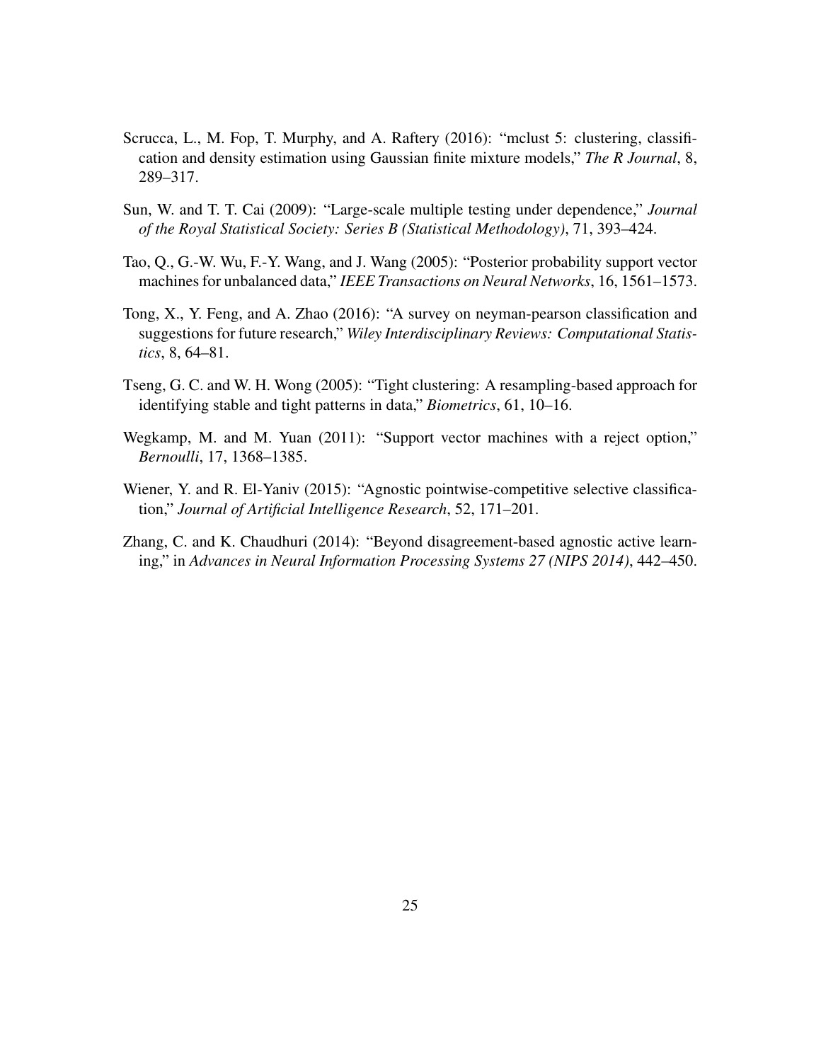Scrucca, L., M. Fop, T. Murphy, and A. Raftery (2016): "mclust 5: clustering, classification and density estimation using Gaussian finite mixture models," *The R Journal*, 8, 289–317.

Sun, W. and T. T. Cai (2009): "Large-scale multiple testing under dependence," *Journal of the Royal Statistical Society: Series B (Statistical Methodology)*, 71, 393–424.

Tao, Q., G.-W. Wu, F.-Y. Wang, and J. Wang (2005): "Posterior probability support vector machines for unbalanced data," *IEEE Transactions on Neural Networks*, 16, 1561–1573.

Tong, X., Y. Feng, and A. Zhao (2016): "A survey on neyman-pearson classification and suggestions for future research," *Wiley Interdisciplinary Reviews: Computational Statistics*, 8, 64–81.

Tseng, G. C. and W. H. Wong (2005): "Tight clustering: A resampling-based approach for identifying stable and tight patterns in data," *Biometrics*, 61, 10–16.

Wegkamp, M. and M. Yuan (2011): "Support vector machines with a reject option," *Bernoulli*, 17, 1368–1385.

Wiener, Y. and R. El-Yaniv (2015): "Agnostic pointwise-competitive selective classification," *Journal of Artificial Intelligence Research*, 52, 171–201.

Zhang, C. and K. Chaudhuri (2014): "Beyond disagreement-based agnostic active learning," in *Advances in Neural Information Processing Systems 27 (NIPS 2014)*, 442–450.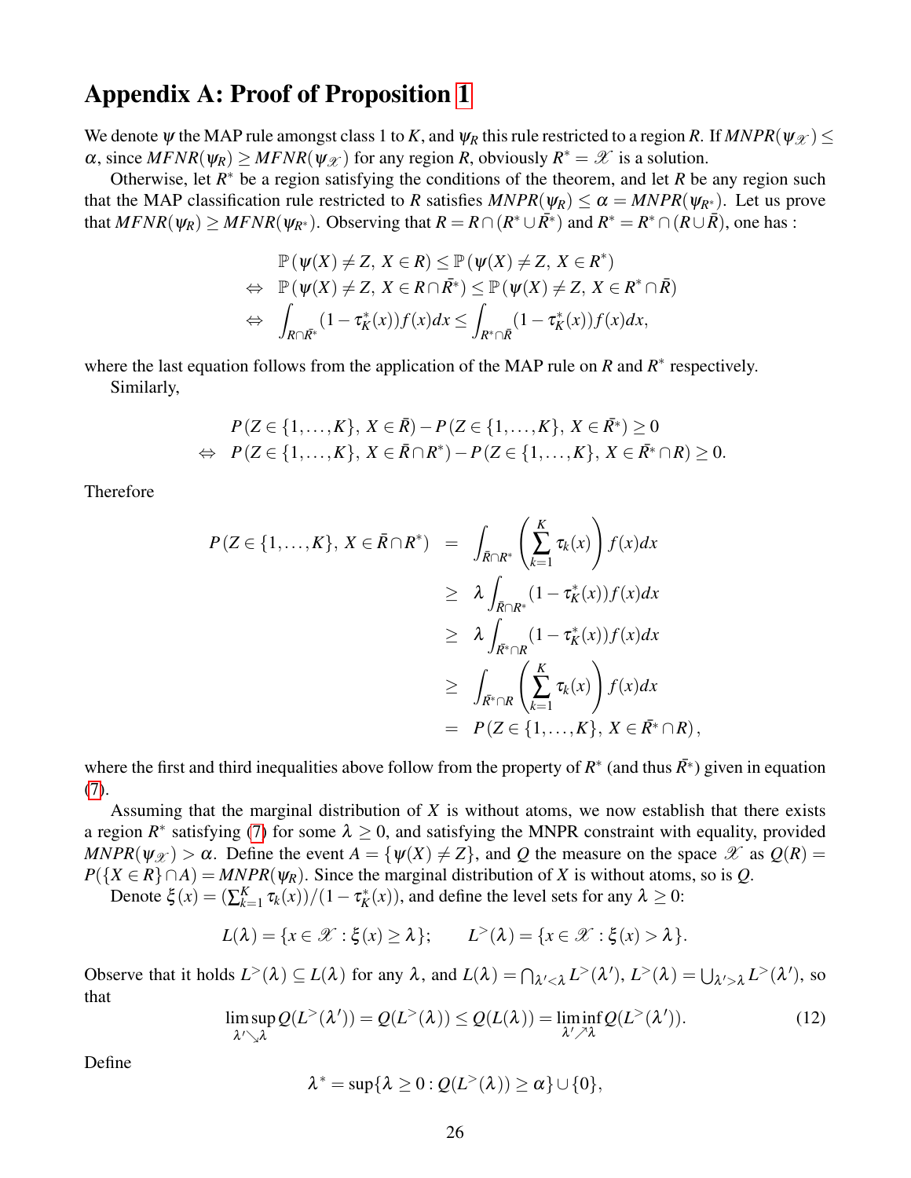# Appendix A: Proof of Proposition 1

We denote $\psi$ the MAP rule amongst class 1 to $K$, and $\psi_R$ this rule restricted to a region $R$. If $MNPR(\psi_{\mathscr{X}}) \leq \alpha$, since $MFNR(\psi_R) \geq MFNR(\psi_{\mathscr{X}})$ for any region $R$, obviously $R^* = \mathscr{X}$ is a solution.

Otherwise, let $R^*$ be a region satisfying the conditions of the theorem, and let $R$ be any region such that the MAP classification rule restricted to $R$ satisfies $MNPR(\psi_R) \leq \alpha = MNPR(\psi_{R^*})$. Let us prove that $MFNR(\psi_R) \geq MFNR(\psi_{R^*})$. Observing that $R = R \cap (R^* \cup \bar{R^*})$ and $R^* = R^* \cap (R \cup \bar{R})$, one has :

$$
\begin{aligned}
& \mathbb{P}(\psi(X) \neq Z,\, X \in R) \leq \mathbb{P}(\psi(X) \neq Z,\, X \in R^*) \\
\Leftrightarrow \quad & \mathbb{P}(\psi(X) \neq Z,\, X \in R \cap \bar{R^*}) \leq \mathbb{P}(\psi(X) \neq Z,\, X \in R^* \cap \bar{R}) \\
\Leftrightarrow \quad & \int_{R \cap \bar{R^*}} (1 - \tau_K^*(x)) f(x) dx \leq \int_{R^* \cap \bar{R}} (1 - \tau_K^*(x)) f(x) dx,
\end{aligned}
$$

where the last equation follows from the application of the MAP rule on $R$ and $R^*$ respectively.

Similarly,

$$
\begin{aligned}
& P(Z \in \{1, \ldots, K\},\, X \in \bar{R}) - P(Z \in \{1, \ldots, K\},\, X \in \bar{R^*}) \geq 0 \\
\Leftrightarrow \quad & P(Z \in \{1, \ldots, K\},\, X \in \bar{R} \cap R^*) - P(Z \in \{1, \ldots, K\},\, X \in \bar{R^*} \cap R) \geq 0.
\end{aligned}
$$

Therefore

$$
\begin{aligned}
P(Z \in \{1, \ldots, K\},\, X \in \bar{R} \cap R^*) &= \int_{\bar{R} \cap R^*} \left( \sum_{k=1}^{K} \tau_k(x) \right) f(x) dx \\
&\geq \lambda \int_{\bar{R} \cap R^*} (1 - \tau_K^*(x)) f(x) dx \\
&\geq \lambda \int_{\bar{R^*} \cap R} (1 - \tau_K^*(x)) f(x) dx \\
&\geq \int_{\bar{R^*} \cap R} \left( \sum_{k=1}^{K} \tau_k(x) \right) f(x) dx \\
&= P(Z \in \{1, \ldots, K\},\, X \in \bar{R^*} \cap R),
\end{aligned}
$$

where the first and third inequalities above follow from the property of $R^*$ (and thus $\bar{R^*}$) given in equation (7).

Assuming that the marginal distribution of $X$ is without atoms, we now establish that there exists a region $R^*$ satisfying (7) for some $\lambda \geq 0$, and satisfying the MNPR constraint with equality, provided $MNPR(\psi_{\mathscr{X}}) > \alpha$. Define the event $A = \{\psi(X) \neq Z\}$, and $Q$ the measure on the space $\mathscr{X}$ as $Q(R) = P(\{X \in R\} \cap A) = MNPR(\psi_R)$. Since the marginal distribution of $X$ is without atoms, so is $Q$.

Denote $\xi(x) = (\sum_{k=1}^{K} \tau_k(x))/(1 - \tau_K^*(x))$, and define the level sets for any $\lambda \geq 0$:

$$
L(\lambda) = \{x \in \mathscr{X} : \xi(x) \geq \lambda\}; \qquad L^>(\lambda) = \{x \in \mathscr{X} : \xi(x) > \lambda\}.
$$

Observe that it holds $L^>(\lambda) \subseteq L(\lambda)$ for any $\lambda$, and $L(\lambda) = \bigcap_{\lambda' < \lambda} L^>(\lambda')$, $L^>(\lambda) = \bigcup_{\lambda' > \lambda} L^>(\lambda')$, so that

$$
\limsup_{\lambda' \searrow \lambda} Q(L^>(\lambda')) = Q(L^>(\lambda)) \leq Q(L(\lambda)) = \liminf_{\lambda' \nearrow \lambda} Q(L^>(\lambda')). \tag{12}
$$

Define

$$
\lambda^* = \sup\{\lambda \geq 0 : Q(L^>(\lambda)) \geq \alpha\} \cup \{0\},
$$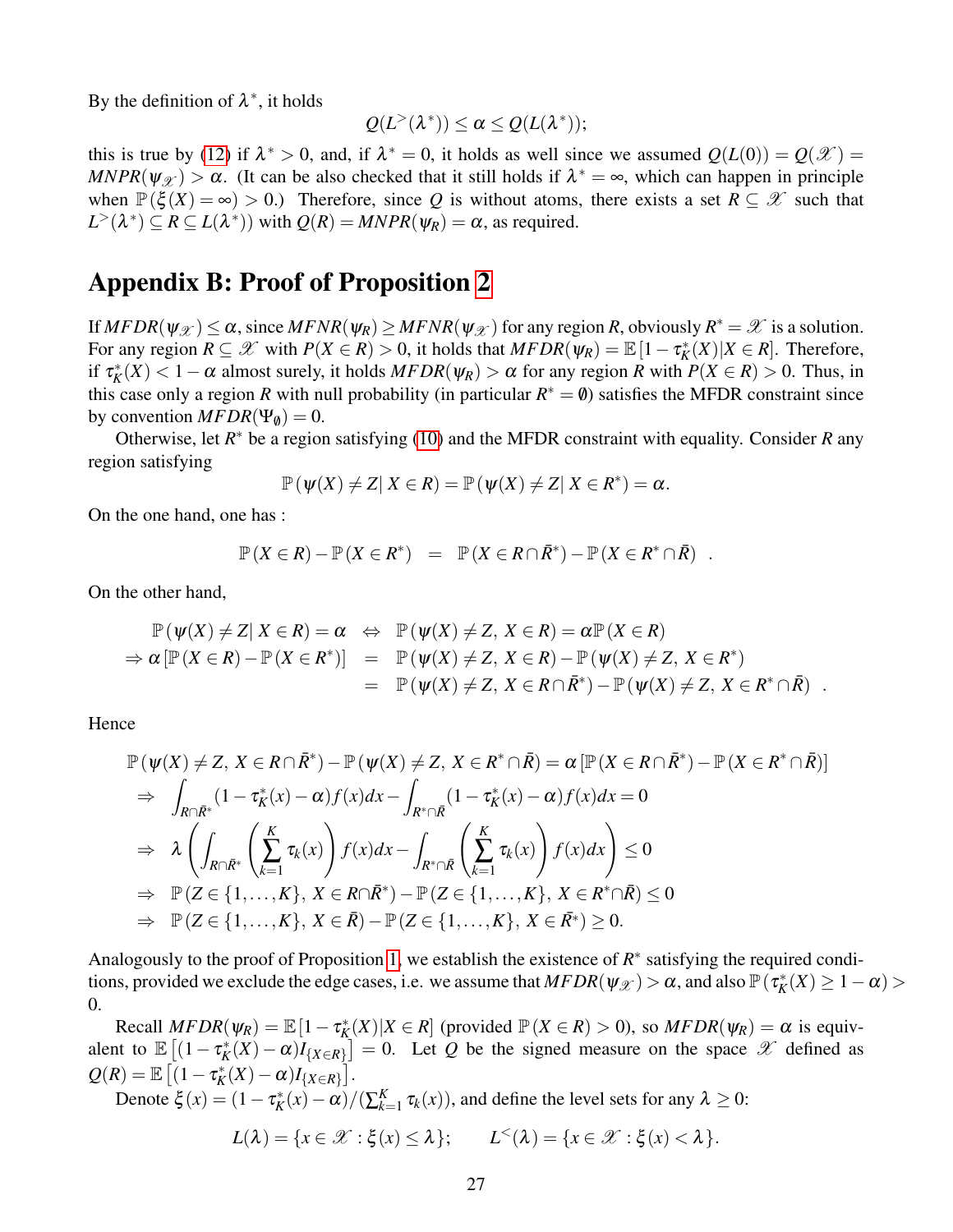By the definition of $\lambda^*$, it holds

$$Q(L^>(\lambda^*)) \leq \alpha \leq Q(L(\lambda^*));$$

this is true by (12) if $\lambda^* > 0$, and, if $\lambda^* = 0$, it holds as well since we assumed $Q(L(0)) = Q(\mathscr{X}) = MNPR(\psi_{\mathscr{X}}) > \alpha$. (It can be also checked that it still holds if $\lambda^* = \infty$, which can happen in principle when $\mathbb{P}(\xi(X) = \infty) > 0$.) Therefore, since $Q$ is without atoms, there exists a set $R \subseteq \mathscr{X}$ such that $L^>(\lambda^*) \subseteq R \subseteq L(\lambda^*))$ with $Q(R) = MNPR(\psi_R) = \alpha$, as required.

# Appendix B: Proof of Proposition 2

If $MFDR(\psi_{\mathscr{X}}) \leq \alpha$, since $MFNR(\psi_R) \geq MFNR(\psi_{\mathscr{X}})$ for any region $R$, obviously $R^* = \mathscr{X}$ is a solution. For any region $R \subseteq \mathscr{X}$ with $P(X \in R) > 0$, it holds that $MFDR(\psi_R) = \mathbb{E}[1 - \tau_K^*(X)|X \in R]$. Therefore, if $\tau_K^*(X) < 1 - \alpha$ almost surely, it holds $MFDR(\psi_R) > \alpha$ for any region $R$ with $P(X \in R) > 0$. Thus, in this case only a region $R$ with null probability (in particular $R^* = \emptyset$) satisfies the MFDR constraint since by convention $MFDR(\Psi_\emptyset) = 0$.

Otherwise, let $R^*$ be a region satisfying (10) and the MFDR constraint with equality. Consider $R$ any region satisfying

$$\mathbb{P}(\psi(X) \neq Z |\, X \in R) = \mathbb{P}(\psi(X) \neq Z |\, X \in R^*) = \alpha.$$

On the one hand, one has :

$$\mathbb{P}(X \in R) - \mathbb{P}(X \in R^*) \quad = \quad \mathbb{P}(X \in R \cap \bar{R}^*) - \mathbb{P}(X \in R^* \cap \bar{R}) \quad .$$

On the other hand,

$$\begin{aligned}
\mathbb{P}(\psi(X) \neq Z |\, X \in R) = \alpha \quad &\Leftrightarrow \quad \mathbb{P}(\psi(X) \neq Z,\, X \in R) = \alpha \mathbb{P}(X \in R) \\
\Rightarrow \alpha\left[\mathbb{P}(X \in R) - \mathbb{P}(X \in R^*)\right] \quad &= \quad \mathbb{P}(\psi(X) \neq Z,\, X \in R) - \mathbb{P}(\psi(X) \neq Z,\, X \in R^*) \\
&= \quad \mathbb{P}(\psi(X) \neq Z,\, X \in R \cap \bar{R}^*) - \mathbb{P}(\psi(X) \neq Z,\, X \in R^* \cap \bar{R}) \quad .
\end{aligned}$$

Hence

$$\begin{aligned}
&\mathbb{P}(\psi(X) \neq Z,\, X \in R \cap \bar{R}^*) - \mathbb{P}(\psi(X) \neq Z,\, X \in R^* \cap \bar{R}) = \alpha\left[\mathbb{P}(X \in R \cap \bar{R}^*) - \mathbb{P}(X \in R^* \cap \bar{R})\right] \\
&\Rightarrow \int_{R \cap \bar{R}^*} (1 - \tau_K^*(x) - \alpha) f(x) dx - \int_{R^* \cap \bar{R}} (1 - \tau_K^*(x) - \alpha) f(x) dx = 0 \\
&\Rightarrow \lambda \left( \int_{R \cap \bar{R}^*} \left( \sum_{k=1}^{K} \tau_k(x) \right) f(x) dx - \int_{R^* \cap \bar{R}} \left( \sum_{k=1}^{K} \tau_k(x) \right) f(x) dx \right) \leq 0 \\
&\Rightarrow \mathbb{P}(Z \in \{1, \ldots, K\},\, X \in R \cap \bar{R}^*) - \mathbb{P}(Z \in \{1, \ldots, K\},\, X \in R^* \cap \bar{R}) \leq 0 \\
&\Rightarrow \mathbb{P}(Z \in \{1, \ldots, K\},\, X \in \bar{R}) - \mathbb{P}(Z \in \{1, \ldots, K\},\, X \in \bar{R}^*) \geq 0.
\end{aligned}$$

Analogously to the proof of Proposition 1, we establish the existence of $R^*$ satisfying the required conditions, provided we exclude the edge cases, i.e. we assume that $MFDR(\psi_{\mathscr{X}}) > \alpha$, and also $\mathbb{P}(\tau_K^*(X) \geq 1 - \alpha) > 0$.

Recall $MFDR(\psi_R) = \mathbb{E}[1 - \tau_K^*(X)|X \in R]$ (provided $\mathbb{P}(X \in R) > 0$), so $MFDR(\psi_R) = \alpha$ is equivalent to $\mathbb{E}\left[(1 - \tau_K^*(X) - \alpha) I_{\{X \in R\}}\right] = 0$. Let $Q$ be the signed measure on the space $\mathscr{X}$ defined as $Q(R) = \mathbb{E}\left[(1 - \tau_K^*(X) - \alpha) I_{\{X \in R\}}\right]$.

Denote $\xi(x) = (1 - \tau_K^*(x) - \alpha)/(\sum_{k=1}^{K} \tau_k(x))$, and define the level sets for any $\lambda \geq 0$:

$$L(\lambda) = \{x \in \mathscr{X} : \xi(x) \leq \lambda\}; \qquad L^<(\lambda) = \{x \in \mathscr{X} : \xi(x) < \lambda\}.$$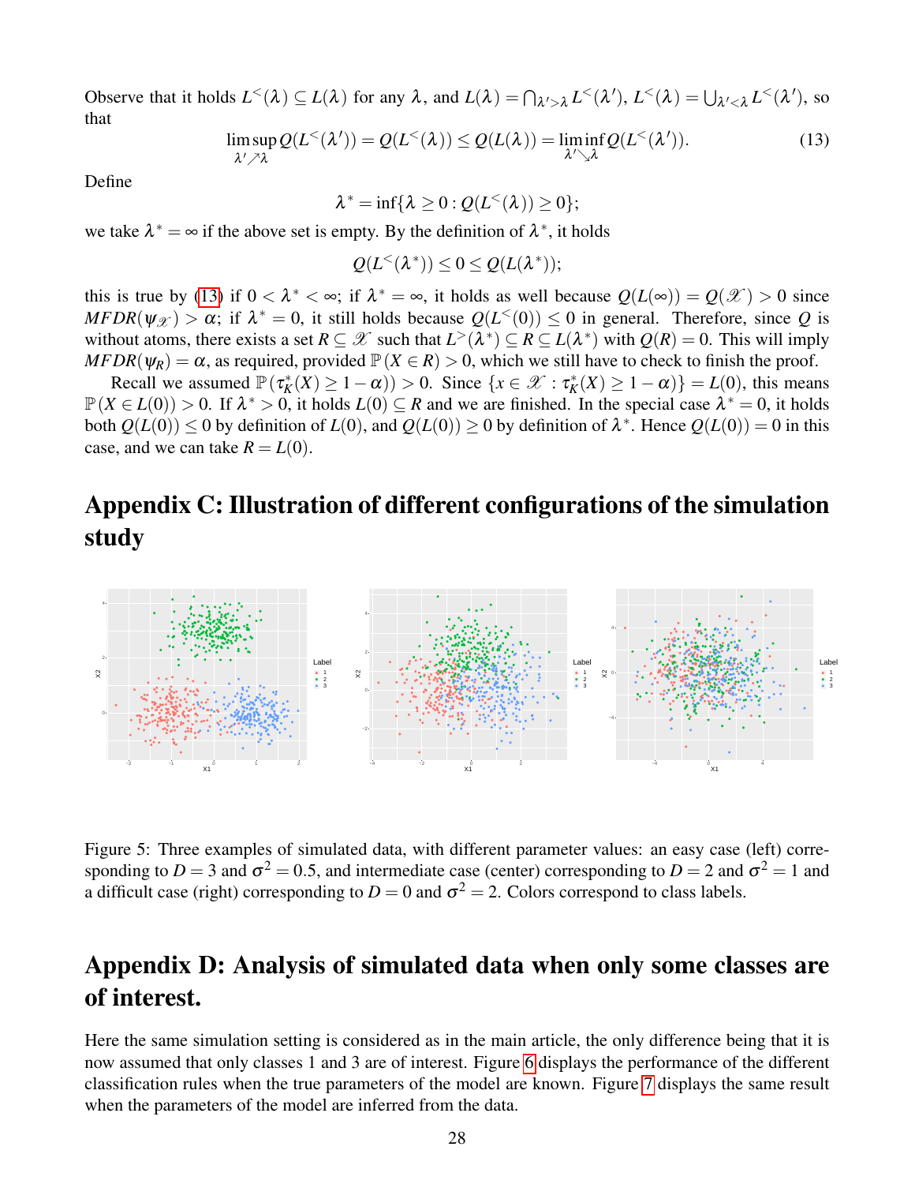Observe that it holds $L^<(\lambda) \subseteq L(\lambda)$ for any $\lambda$, and $L(\lambda) = \bigcap_{\lambda' > \lambda} L^<(\lambda')$, $L^<(\lambda) = \bigcup_{\lambda' < \lambda} L^<(\lambda')$, so that

$$\limsup_{\lambda' \nearrow \lambda} Q(L^<(\lambda')) = Q(L^<(\lambda)) \leq Q(L(\lambda)) = \liminf_{\lambda' \searrow \lambda} Q(L^<(\lambda')). \tag{13}$$

Define

$$\lambda^* = \inf\{\lambda \geq 0 : Q(L^<(\lambda)) \geq 0\};$$

we take $\lambda^* = \infty$ if the above set is empty. By the definition of $\lambda^*$, it holds

$$Q(L^<(\lambda^*)) \leq 0 \leq Q(L(\lambda^*));$$

this is true by (13) if $0 < \lambda^* < \infty$; if $\lambda^* = \infty$, it holds as well because $Q(L(\infty)) = Q(\mathscr{X}) > 0$ since $MFDR(\psi_{\mathscr{X}}) > \alpha$; if $\lambda^* = 0$, it still holds because $Q(L^<(0)) \leq 0$ in general. Therefore, since $Q$ is without atoms, there exists a set $R \subseteq \mathscr{X}$ such that $L^>(\lambda^*) \subseteq R \subseteq L(\lambda^*)$ with $Q(R) = 0$. This will imply $MFDR(\psi_R) = \alpha$, as required, provided $\mathbb{P}(X \in R) > 0$, which we still have to check to finish the proof.

Recall we assumed $\mathbb{P}(\tau^*_K(X) \geq 1 - \alpha)) > 0$. Since $\{x \in \mathscr{X} : \tau^*_K(X) \geq 1 - \alpha)\} = L(0)$, this means $\mathbb{P}(X \in L(0)) > 0$. If $\lambda^* > 0$, it holds $L(0) \subseteq R$ and we are finished. In the special case $\lambda^* = 0$, it holds both $Q(L(0)) \leq 0$ by definition of $L(0)$, and $Q(L(0)) \geq 0$ by definition of $\lambda^*$. Hence $Q(L(0)) = 0$ in this case, and we can take $R = L(0)$.

# Appendix C: Illustration of different configurations of the simulation study

Figure 5: Three examples of simulated data, with different parameter values: an easy case (left) corresponding to $D = 3$ and $\sigma^2 = 0.5$, and intermediate case (center) corresponding to $D = 2$ and $\sigma^2 = 1$ and a difficult case (right) corresponding to $D = 0$ and $\sigma^2 = 2$. Colors correspond to class labels.

# Appendix D: Analysis of simulated data when only some classes are of interest.

Here the same simulation setting is considered as in the main article, the only difference being that it is now assumed that only classes 1 and 3 are of interest. Figure 6 displays the performance of the different classification rules when the true parameters of the model are known. Figure 7 displays the same result when the parameters of the model are inferred from the data.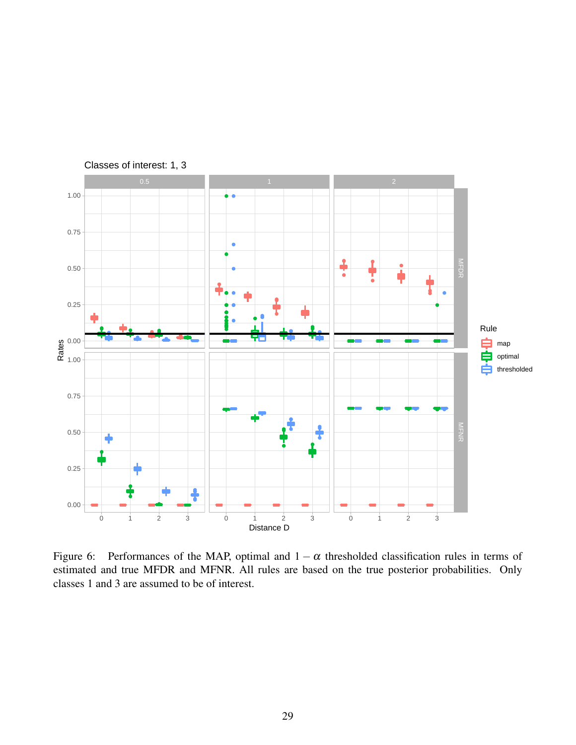Figure 6: Performances of the MAP, optimal and $1 - \alpha$ thresholded classification rules in terms of estimated and true MFDR and MFNR. All rules are based on the true posterior probabilities. Only classes 1 and 3 are assumed to be of interest.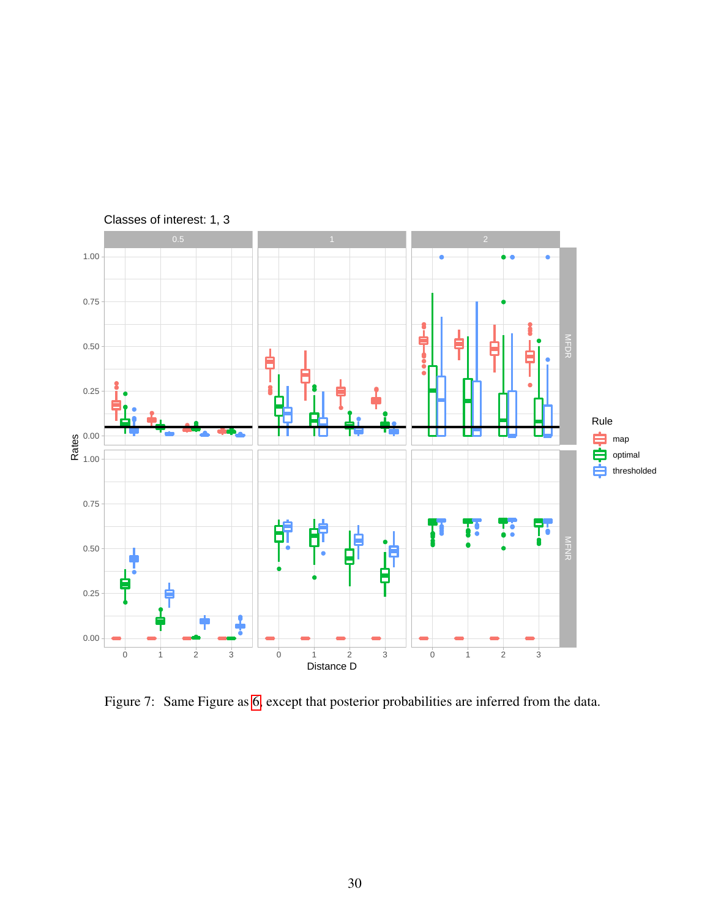Figure 7: Same Figure as 6, except that posterior probabilities are inferred from the data.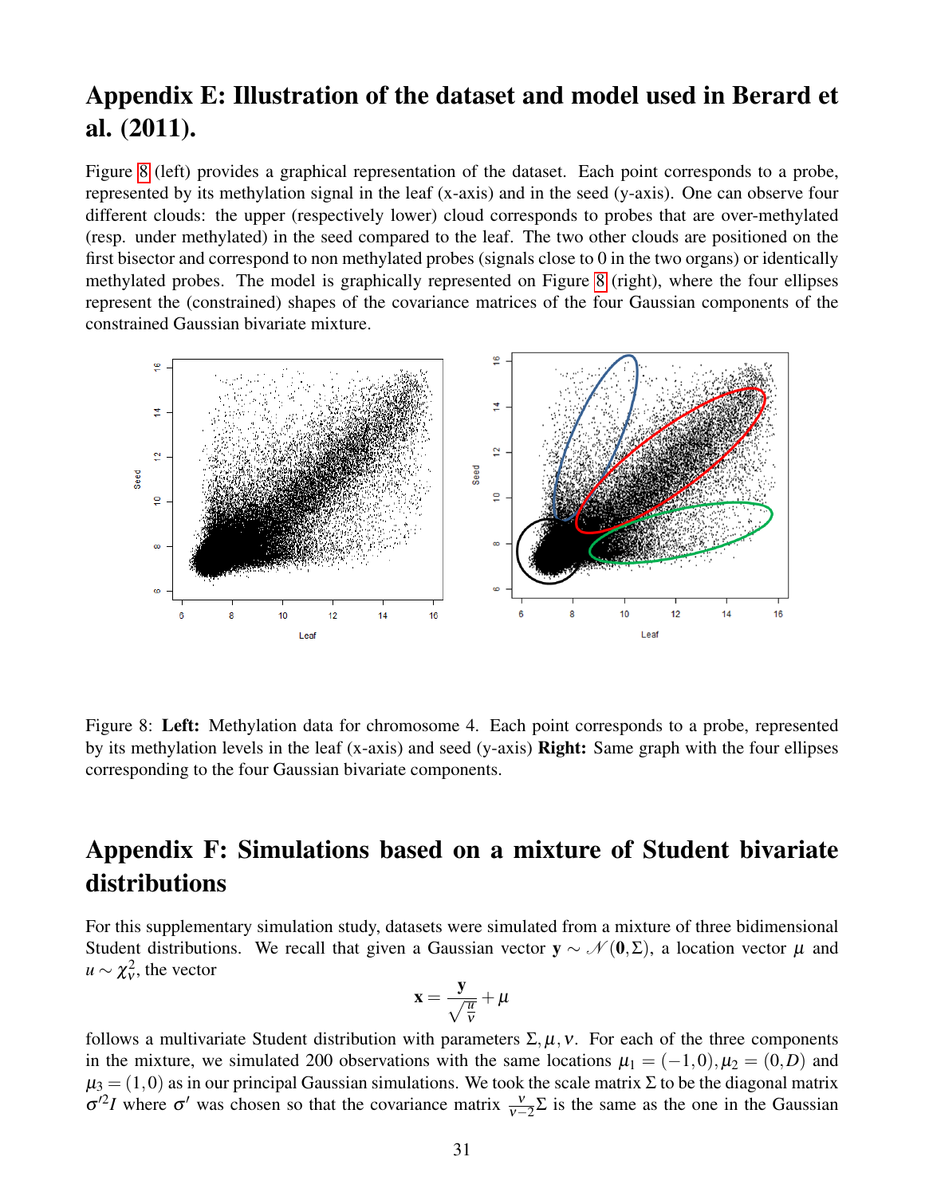# Appendix E: Illustration of the dataset and model used in Berard et al. (2011).

Figure 8 (left) provides a graphical representation of the dataset. Each point corresponds to a probe, represented by its methylation signal in the leaf (x-axis) and in the seed (y-axis). One can observe four different clouds: the upper (respectively lower) cloud corresponds to probes that are over-methylated (resp. under methylated) in the seed compared to the leaf. The two other clouds are positioned on the first bisector and correspond to non methylated probes (signals close to 0 in the two organs) or identically methylated probes. The model is graphically represented on Figure 8 (right), where the four ellipses represent the (constrained) shapes of the covariance matrices of the four Gaussian components of the constrained Gaussian bivariate mixture.

Figure 8: **Left:** Methylation data for chromosome 4. Each point corresponds to a probe, represented by its methylation levels in the leaf (x-axis) and seed (y-axis) **Right:** Same graph with the four ellipses corresponding to the four Gaussian bivariate components.

# Appendix F: Simulations based on a mixture of Student bivariate distributions

For this supplementary simulation study, datasets were simulated from a mixture of three bidimensional Student distributions. We recall that given a Gaussian vector $\mathbf{y} \sim \mathcal{N}(\mathbf{0}, \Sigma)$, a location vector $\mu$ and $u \sim \chi^2_\nu$, the vector

$$\mathbf{x} = \frac{\mathbf{y}}{\sqrt{\frac{u}{\nu}}} + \mu$$

follows a multivariate Student distribution with parameters $\Sigma, \mu, \nu$. For each of the three components in the mixture, we simulated 200 observations with the same locations $\mu_1 = (-1, 0), \mu_2 = (0, D)$ and $\mu_3 = (1, 0)$ as in our principal Gaussian simulations. We took the scale matrix $\Sigma$ to be the diagonal matrix $\sigma'^2 I$ where $\sigma'$ was chosen so that the covariance matrix $\frac{\nu}{\nu-2}\Sigma$ is the same as the one in the Gaussian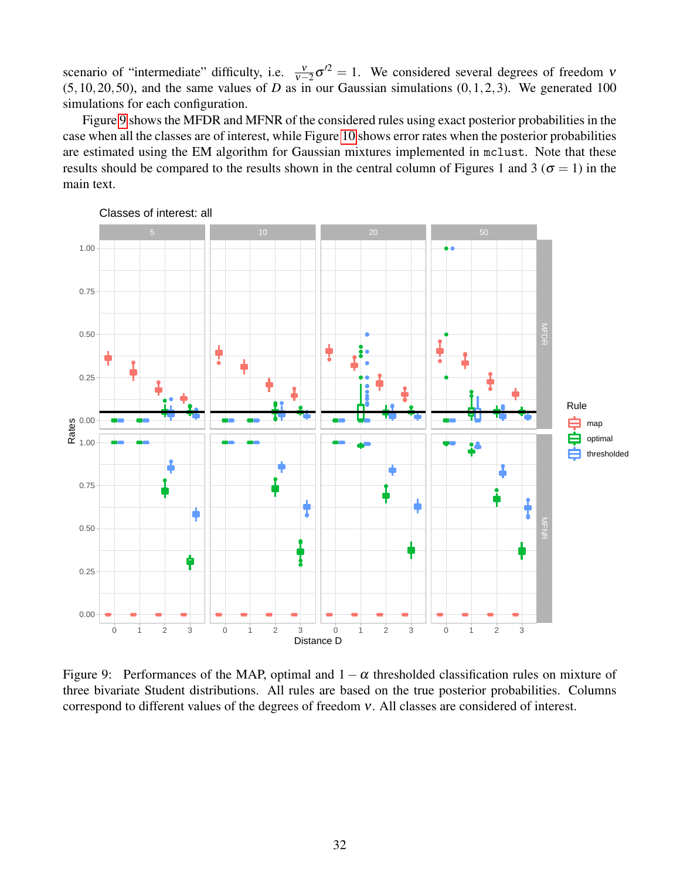scenario of "intermediate" difficulty, i.e. $\frac{\nu}{\nu-2}\sigma'^2 = 1$. We considered several degrees of freedom $\nu$ (5, 10, 20, 50), and the same values of $D$ as in our Gaussian simulations (0, 1, 2, 3). We generated 100 simulations for each configuration.

Figure 9 shows the MFDR and MFNR of the considered rules using exact posterior probabilities in the case when all the classes are of interest, while Figure 10 shows error rates when the posterior probabilities are estimated using the EM algorithm for Gaussian mixtures implemented in `mclust`. Note that these results should be compared to the results shown in the central column of Figures 1 and 3 ($\sigma = 1$) in the main text.

Figure 9: Performances of the MAP, optimal and $1-\alpha$ thresholded classification rules on mixture of three bivariate Student distributions. All rules are based on the true posterior probabilities. Columns correspond to different values of the degrees of freedom $\nu$. All classes are considered of interest.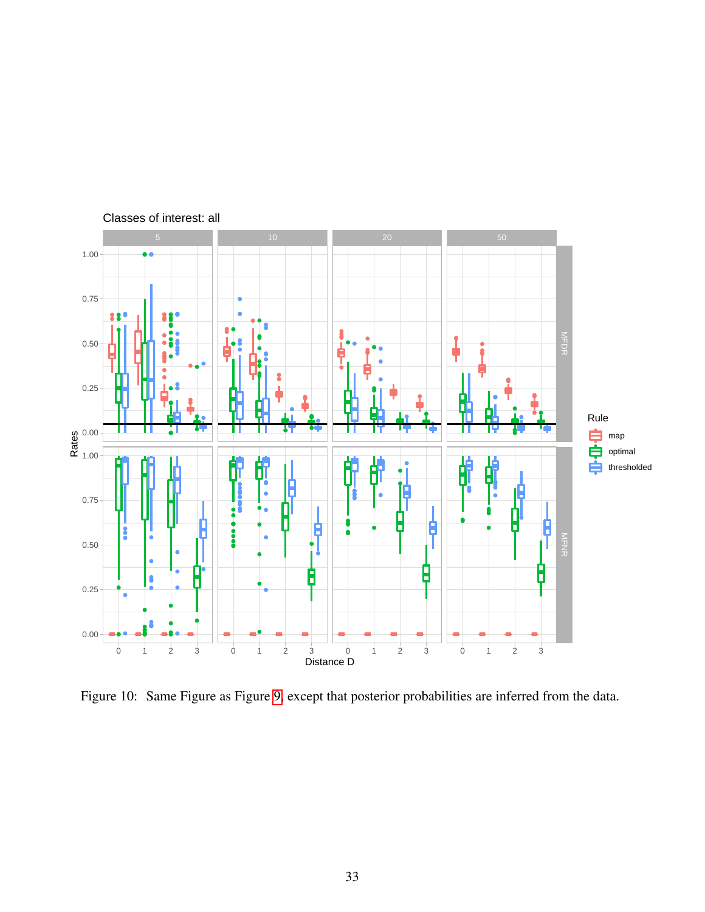Classes of interest: all

5
10
20
50

1.00
0.75
0.50
0.25
0.00

MFDR

1.00
0.75
0.50
0.25
0.00

MFNR

Rates

0 1 2 3
0 1 2 3
0 1 2 3
0 1 2 3

Distance D

Rule
map
optimal
thresholded

Figure 10: Same Figure as Figure 9, except that posterior probabilities are inferred from the data.